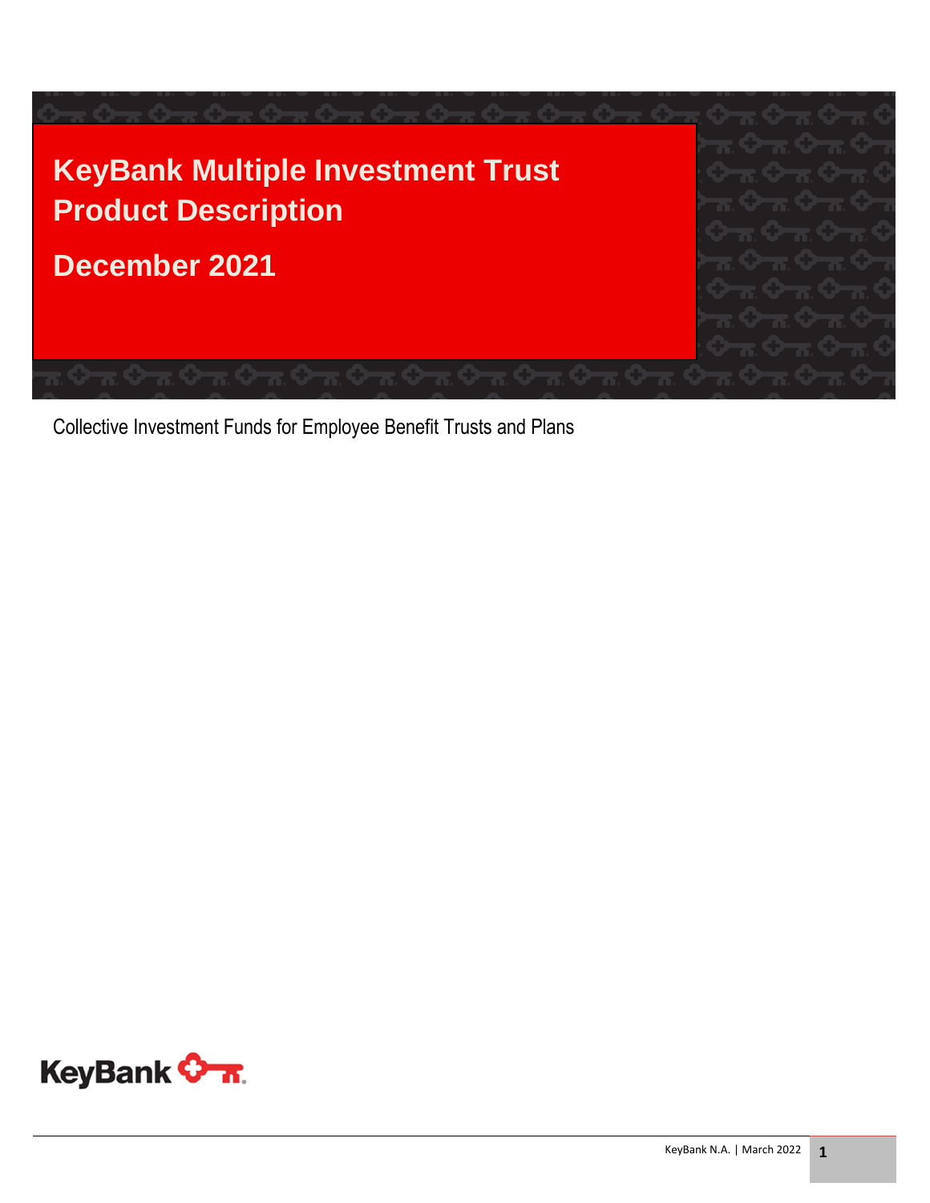# KeyBank Multiple Investment Trust Product Description

## December 2021

Collective Investment Funds for Employee Benefit Trusts and Plans

KeyBank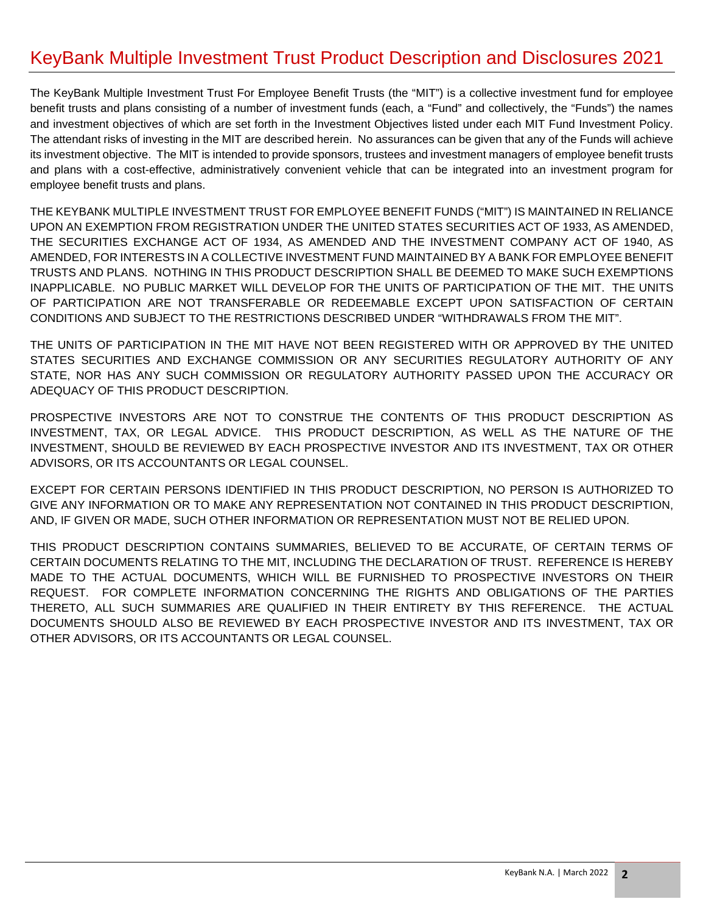# KeyBank Multiple Investment Trust Product Description and Disclosures 2021

The KeyBank Multiple Investment Trust For Employee Benefit Trusts (the "MIT") is a collective investment fund for employee benefit trusts and plans consisting of a number of investment funds (each, a "Fund" and collectively, the "Funds") the names and investment objectives of which are set forth in the Investment Objectives listed under each MIT Fund Investment Policy. The attendant risks of investing in the MIT are described herein. No assurances can be given that any of the Funds will achieve its investment objective. The MIT is intended to provide sponsors, trustees and investment managers of employee benefit trusts and plans with a cost-effective, administratively convenient vehicle that can be integrated into an investment program for employee benefit trusts and plans.

THE KEYBANK MULTIPLE INVESTMENT TRUST FOR EMPLOYEE BENEFIT FUNDS ("MIT") IS MAINTAINED IN RELIANCE UPON AN EXEMPTION FROM REGISTRATION UNDER THE UNITED STATES SECURITIES ACT OF 1933, AS AMENDED, THE SECURITIES EXCHANGE ACT OF 1934, AS AMENDED AND THE INVESTMENT COMPANY ACT OF 1940, AS AMENDED, FOR INTERESTS IN A COLLECTIVE INVESTMENT FUND MAINTAINED BY A BANK FOR EMPLOYEE BENEFIT TRUSTS AND PLANS. NOTHING IN THIS PRODUCT DESCRIPTION SHALL BE DEEMED TO MAKE SUCH EXEMPTIONS INAPPLICABLE. NO PUBLIC MARKET WILL DEVELOP FOR THE UNITS OF PARTICIPATION OF THE MIT. THE UNITS OF PARTICIPATION ARE NOT TRANSFERABLE OR REDEEMABLE EXCEPT UPON SATISFACTION OF CERTAIN CONDITIONS AND SUBJECT TO THE RESTRICTIONS DESCRIBED UNDER "WITHDRAWALS FROM THE MIT".

THE UNITS OF PARTICIPATION IN THE MIT HAVE NOT BEEN REGISTERED WITH OR APPROVED BY THE UNITED STATES SECURITIES AND EXCHANGE COMMISSION OR ANY SECURITIES REGULATORY AUTHORITY OF ANY STATE, NOR HAS ANY SUCH COMMISSION OR REGULATORY AUTHORITY PASSED UPON THE ACCURACY OR ADEQUACY OF THIS PRODUCT DESCRIPTION.

PROSPECTIVE INVESTORS ARE NOT TO CONSTRUE THE CONTENTS OF THIS PRODUCT DESCRIPTION AS INVESTMENT, TAX, OR LEGAL ADVICE. THIS PRODUCT DESCRIPTION, AS WELL AS THE NATURE OF THE INVESTMENT, SHOULD BE REVIEWED BY EACH PROSPECTIVE INVESTOR AND ITS INVESTMENT, TAX OR OTHER ADVISORS, OR ITS ACCOUNTANTS OR LEGAL COUNSEL.

EXCEPT FOR CERTAIN PERSONS IDENTIFIED IN THIS PRODUCT DESCRIPTION, NO PERSON IS AUTHORIZED TO GIVE ANY INFORMATION OR TO MAKE ANY REPRESENTATION NOT CONTAINED IN THIS PRODUCT DESCRIPTION, AND, IF GIVEN OR MADE, SUCH OTHER INFORMATION OR REPRESENTATION MUST NOT BE RELIED UPON.

THIS PRODUCT DESCRIPTION CONTAINS SUMMARIES, BELIEVED TO BE ACCURATE, OF CERTAIN TERMS OF CERTAIN DOCUMENTS RELATING TO THE MIT, INCLUDING THE DECLARATION OF TRUST. REFERENCE IS HEREBY MADE TO THE ACTUAL DOCUMENTS, WHICH WILL BE FURNISHED TO PROSPECTIVE INVESTORS ON THEIR REQUEST. FOR COMPLETE INFORMATION CONCERNING THE RIGHTS AND OBLIGATIONS OF THE PARTIES THERETO, ALL SUCH SUMMARIES ARE QUALIFIED IN THEIR ENTIRETY BY THIS REFERENCE. THE ACTUAL DOCUMENTS SHOULD ALSO BE REVIEWED BY EACH PROSPECTIVE INVESTOR AND ITS INVESTMENT, TAX OR OTHER ADVISORS, OR ITS ACCOUNTANTS OR LEGAL COUNSEL.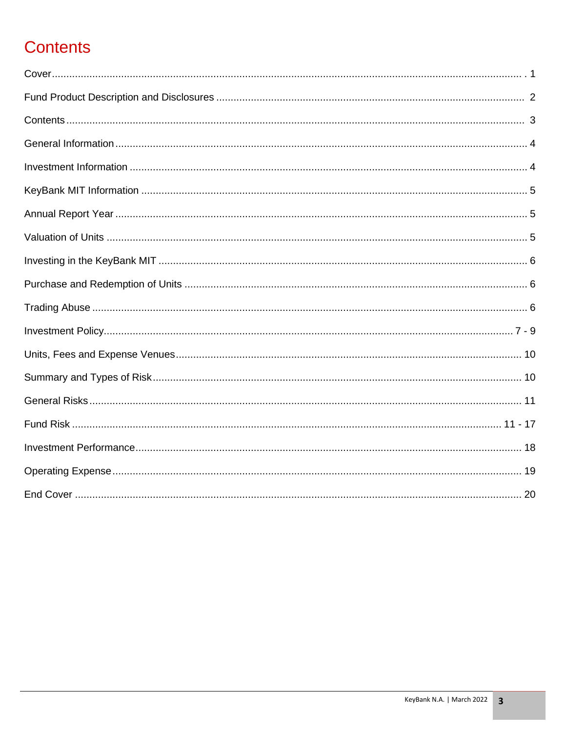# Contents

| Section | Page |
|---|---|
| Cover | 1 |
| Fund Product Description and Disclosures | 2 |
| Contents | 3 |
| General Information | 4 |
| Investment Information | 4 |
| KeyBank MIT Information | 5 |
| Annual Report Year | 5 |
| Valuation of Units | 5 |
| Investing in the KeyBank MIT | 6 |
| Purchase and Redemption of Units | 6 |
| Trading Abuse | 6 |
| Investment Policy | 7 - 9 |
| Units, Fees and Expense Venues | 10 |
| Summary and Types of Risk | 10 |
| General Risks | 11 |
| Fund Risk | 11 - 17 |
| Investment Performance | 18 |
| Operating Expense | 19 |
| End Cover | 20 |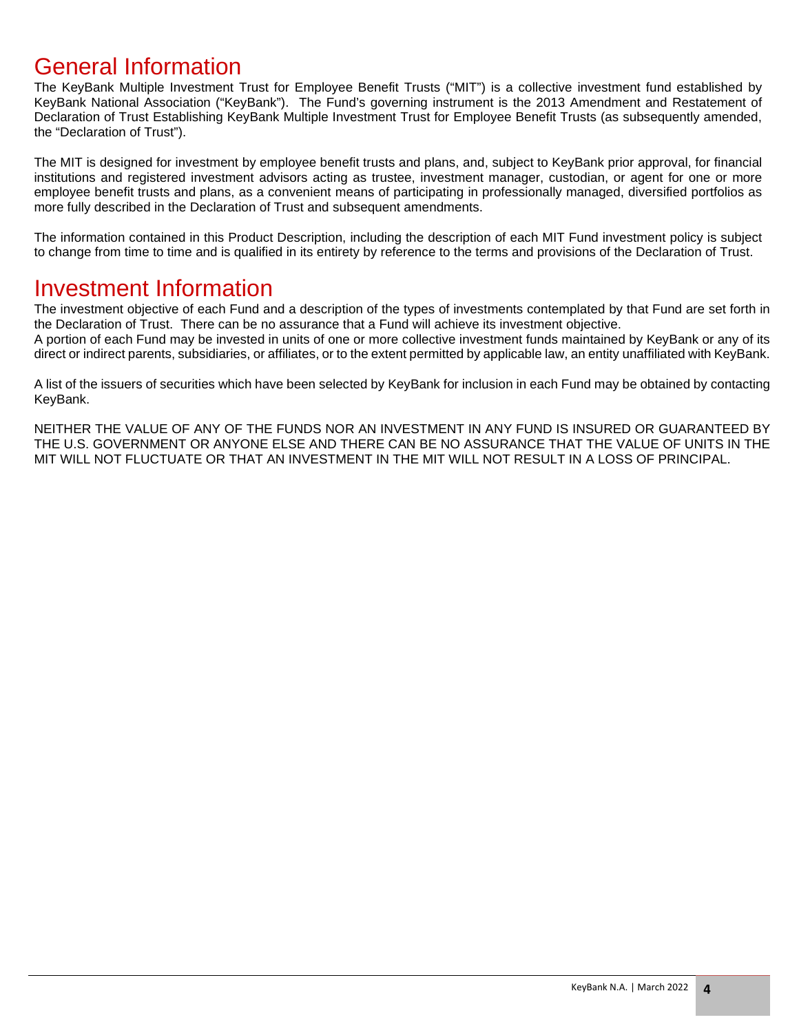# General Information

The KeyBank Multiple Investment Trust for Employee Benefit Trusts ("MIT") is a collective investment fund established by KeyBank National Association ("KeyBank"). The Fund's governing instrument is the 2013 Amendment and Restatement of Declaration of Trust Establishing KeyBank Multiple Investment Trust for Employee Benefit Trusts (as subsequently amended, the "Declaration of Trust").

The MIT is designed for investment by employee benefit trusts and plans, and, subject to KeyBank prior approval, for financial institutions and registered investment advisors acting as trustee, investment manager, custodian, or agent for one or more employee benefit trusts and plans, as a convenient means of participating in professionally managed, diversified portfolios as more fully described in the Declaration of Trust and subsequent amendments.

The information contained in this Product Description, including the description of each MIT Fund investment policy is subject to change from time to time and is qualified in its entirety by reference to the terms and provisions of the Declaration of Trust.

# Investment Information

The investment objective of each Fund and a description of the types of investments contemplated by that Fund are set forth in the Declaration of Trust. There can be no assurance that a Fund will achieve its investment objective.
A portion of each Fund may be invested in units of one or more collective investment funds maintained by KeyBank or any of its direct or indirect parents, subsidiaries, or affiliates, or to the extent permitted by applicable law, an entity unaffiliated with KeyBank.

A list of the issuers of securities which have been selected by KeyBank for inclusion in each Fund may be obtained by contacting KeyBank.

NEITHER THE VALUE OF ANY OF THE FUNDS NOR AN INVESTMENT IN ANY FUND IS INSURED OR GUARANTEED BY THE U.S. GOVERNMENT OR ANYONE ELSE AND THERE CAN BE NO ASSURANCE THAT THE VALUE OF UNITS IN THE MIT WILL NOT FLUCTUATE OR THAT AN INVESTMENT IN THE MIT WILL NOT RESULT IN A LOSS OF PRINCIPAL.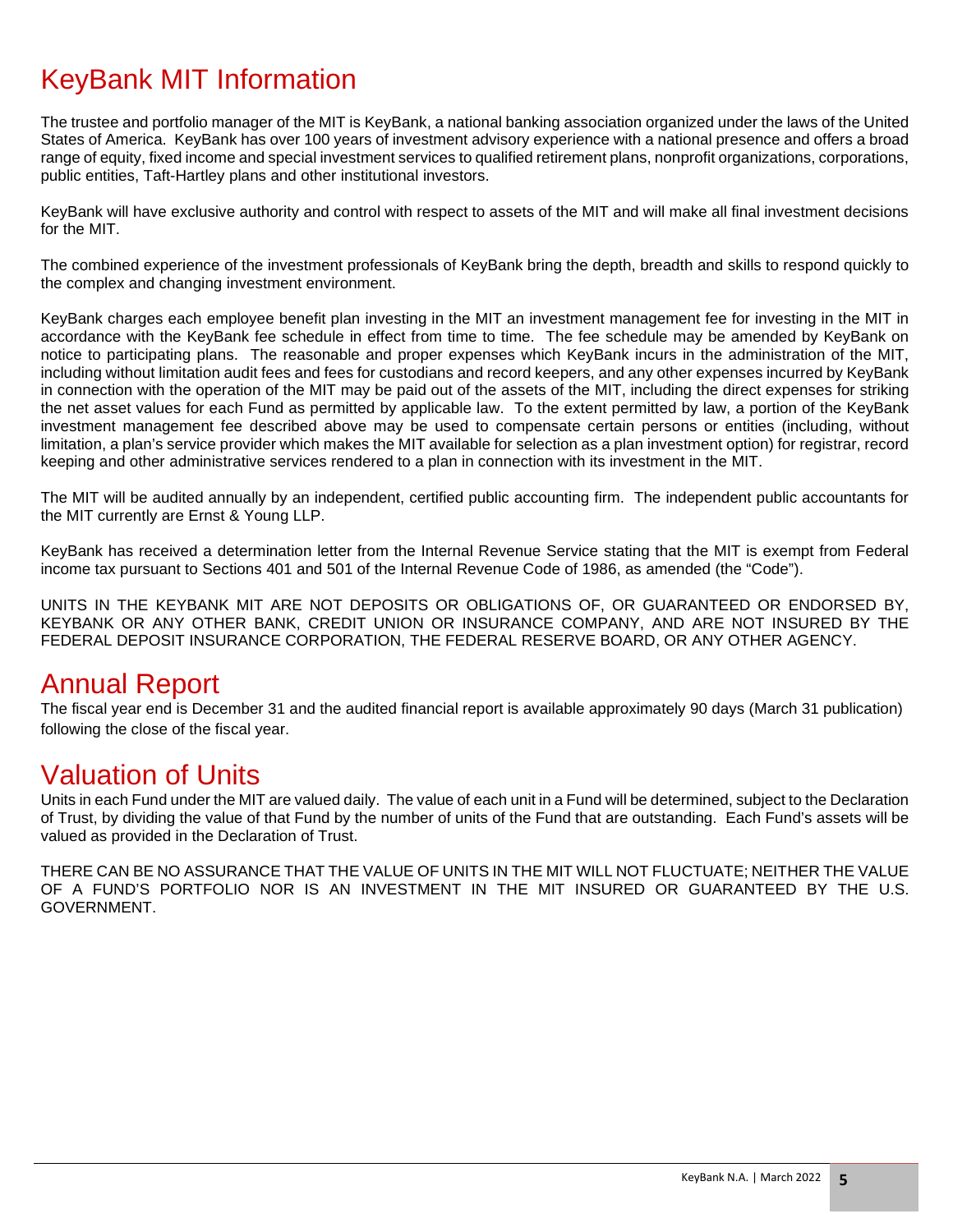# KeyBank MIT Information

The trustee and portfolio manager of the MIT is KeyBank, a national banking association organized under the laws of the United States of America. KeyBank has over 100 years of investment advisory experience with a national presence and offers a broad range of equity, fixed income and special investment services to qualified retirement plans, nonprofit organizations, corporations, public entities, Taft-Hartley plans and other institutional investors.

KeyBank will have exclusive authority and control with respect to assets of the MIT and will make all final investment decisions for the MIT.

The combined experience of the investment professionals of KeyBank bring the depth, breadth and skills to respond quickly to the complex and changing investment environment.

KeyBank charges each employee benefit plan investing in the MIT an investment management fee for investing in the MIT in accordance with the KeyBank fee schedule in effect from time to time. The fee schedule may be amended by KeyBank on notice to participating plans. The reasonable and proper expenses which KeyBank incurs in the administration of the MIT, including without limitation audit fees and fees for custodians and record keepers, and any other expenses incurred by KeyBank in connection with the operation of the MIT may be paid out of the assets of the MIT, including the direct expenses for striking the net asset values for each Fund as permitted by applicable law. To the extent permitted by law, a portion of the KeyBank investment management fee described above may be used to compensate certain persons or entities (including, without limitation, a plan's service provider which makes the MIT available for selection as a plan investment option) for registrar, record keeping and other administrative services rendered to a plan in connection with its investment in the MIT.

The MIT will be audited annually by an independent, certified public accounting firm. The independent public accountants for the MIT currently are Ernst & Young LLP.

KeyBank has received a determination letter from the Internal Revenue Service stating that the MIT is exempt from Federal income tax pursuant to Sections 401 and 501 of the Internal Revenue Code of 1986, as amended (the "Code").

UNITS IN THE KEYBANK MIT ARE NOT DEPOSITS OR OBLIGATIONS OF, OR GUARANTEED OR ENDORSED BY, KEYBANK OR ANY OTHER BANK, CREDIT UNION OR INSURANCE COMPANY, AND ARE NOT INSURED BY THE FEDERAL DEPOSIT INSURANCE CORPORATION, THE FEDERAL RESERVE BOARD, OR ANY OTHER AGENCY.

# Annual Report

The fiscal year end is December 31 and the audited financial report is available approximately 90 days (March 31 publication) following the close of the fiscal year.

# Valuation of Units

Units in each Fund under the MIT are valued daily. The value of each unit in a Fund will be determined, subject to the Declaration of Trust, by dividing the value of that Fund by the number of units of the Fund that are outstanding. Each Fund's assets will be valued as provided in the Declaration of Trust.

THERE CAN BE NO ASSURANCE THAT THE VALUE OF UNITS IN THE MIT WILL NOT FLUCTUATE; NEITHER THE VALUE OF A FUND'S PORTFOLIO NOR IS AN INVESTMENT IN THE MIT INSURED OR GUARANTEED BY THE U.S. GOVERNMENT.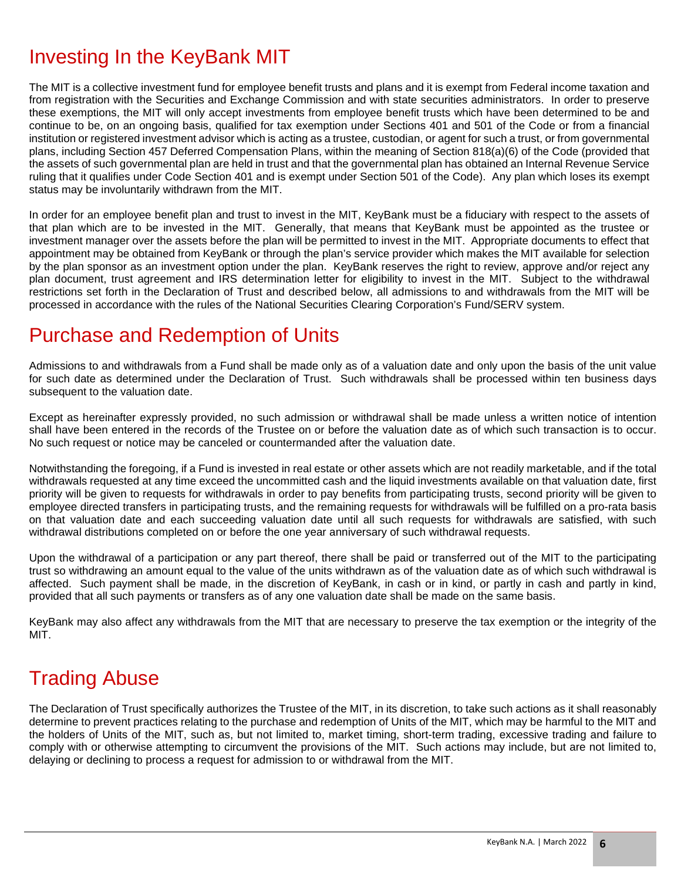# Investing In the KeyBank MIT

The MIT is a collective investment fund for employee benefit trusts and plans and it is exempt from Federal income taxation and from registration with the Securities and Exchange Commission and with state securities administrators. In order to preserve these exemptions, the MIT will only accept investments from employee benefit trusts which have been determined to be and continue to be, on an ongoing basis, qualified for tax exemption under Sections 401 and 501 of the Code or from a financial institution or registered investment advisor which is acting as a trustee, custodian, or agent for such a trust, or from governmental plans, including Section 457 Deferred Compensation Plans, within the meaning of Section 818(a)(6) of the Code (provided that the assets of such governmental plan are held in trust and that the governmental plan has obtained an Internal Revenue Service ruling that it qualifies under Code Section 401 and is exempt under Section 501 of the Code). Any plan which loses its exempt status may be involuntarily withdrawn from the MIT.

In order for an employee benefit plan and trust to invest in the MIT, KeyBank must be a fiduciary with respect to the assets of that plan which are to be invested in the MIT. Generally, that means that KeyBank must be appointed as the trustee or investment manager over the assets before the plan will be permitted to invest in the MIT. Appropriate documents to effect that appointment may be obtained from KeyBank or through the plan's service provider which makes the MIT available for selection by the plan sponsor as an investment option under the plan. KeyBank reserves the right to review, approve and/or reject any plan document, trust agreement and IRS determination letter for eligibility to invest in the MIT. Subject to the withdrawal restrictions set forth in the Declaration of Trust and described below, all admissions to and withdrawals from the MIT will be processed in accordance with the rules of the National Securities Clearing Corporation's Fund/SERV system.

# Purchase and Redemption of Units

Admissions to and withdrawals from a Fund shall be made only as of a valuation date and only upon the basis of the unit value for such date as determined under the Declaration of Trust. Such withdrawals shall be processed within ten business days subsequent to the valuation date.

Except as hereinafter expressly provided, no such admission or withdrawal shall be made unless a written notice of intention shall have been entered in the records of the Trustee on or before the valuation date as of which such transaction is to occur. No such request or notice may be canceled or countermanded after the valuation date.

Notwithstanding the foregoing, if a Fund is invested in real estate or other assets which are not readily marketable, and if the total withdrawals requested at any time exceed the uncommitted cash and the liquid investments available on that valuation date, first priority will be given to requests for withdrawals in order to pay benefits from participating trusts, second priority will be given to employee directed transfers in participating trusts, and the remaining requests for withdrawals will be fulfilled on a pro-rata basis on that valuation date and each succeeding valuation date until all such requests for withdrawals are satisfied, with such withdrawal distributions completed on or before the one year anniversary of such withdrawal requests.

Upon the withdrawal of a participation or any part thereof, there shall be paid or transferred out of the MIT to the participating trust so withdrawing an amount equal to the value of the units withdrawn as of the valuation date as of which such withdrawal is affected. Such payment shall be made, in the discretion of KeyBank, in cash or in kind, or partly in cash and partly in kind, provided that all such payments or transfers as of any one valuation date shall be made on the same basis.

KeyBank may also affect any withdrawals from the MIT that are necessary to preserve the tax exemption or the integrity of the MIT.

# Trading Abuse

The Declaration of Trust specifically authorizes the Trustee of the MIT, in its discretion, to take such actions as it shall reasonably determine to prevent practices relating to the purchase and redemption of Units of the MIT, which may be harmful to the MIT and the holders of Units of the MIT, such as, but not limited to, market timing, short-term trading, excessive trading and failure to comply with or otherwise attempting to circumvent the provisions of the MIT. Such actions may include, but are not limited to, delaying or declining to process a request for admission to or withdrawal from the MIT.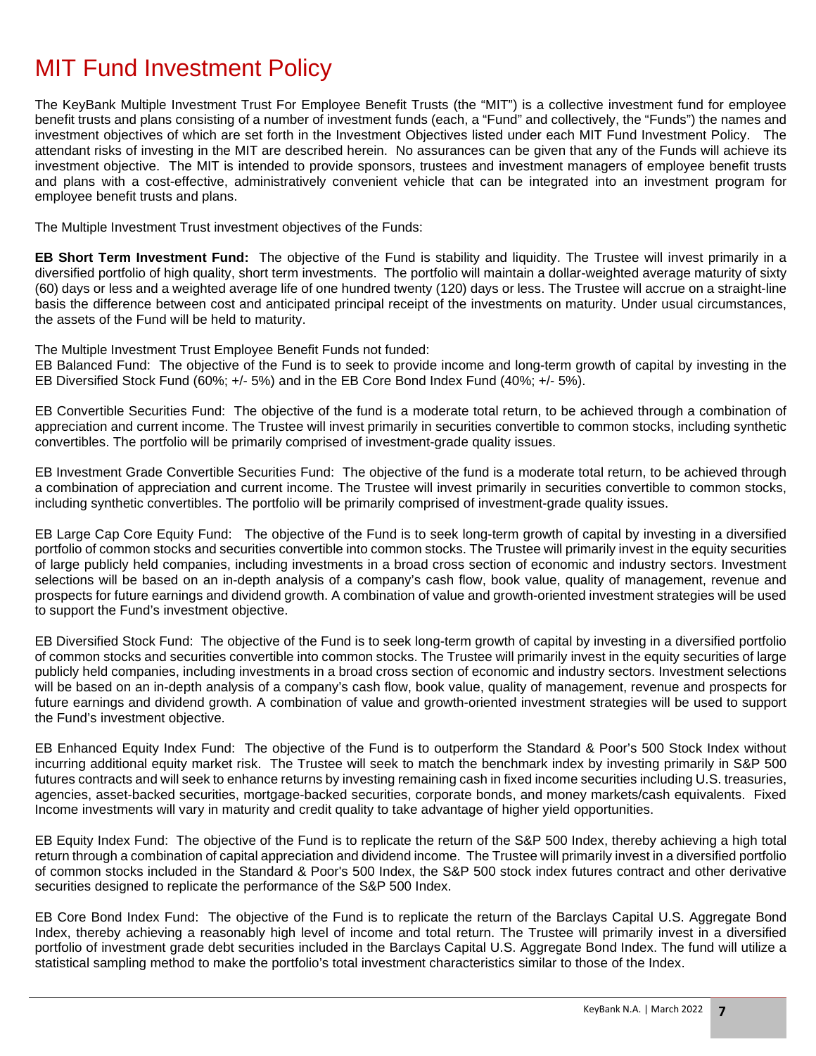# MIT Fund Investment Policy

The KeyBank Multiple Investment Trust For Employee Benefit Trusts (the "MIT") is a collective investment fund for employee benefit trusts and plans consisting of a number of investment funds (each, a "Fund" and collectively, the "Funds") the names and investment objectives of which are set forth in the Investment Objectives listed under each MIT Fund Investment Policy. The attendant risks of investing in the MIT are described herein. No assurances can be given that any of the Funds will achieve its investment objective. The MIT is intended to provide sponsors, trustees and investment managers of employee benefit trusts and plans with a cost-effective, administratively convenient vehicle that can be integrated into an investment program for employee benefit trusts and plans.

The Multiple Investment Trust investment objectives of the Funds:

**EB Short Term Investment Fund:** The objective of the Fund is stability and liquidity. The Trustee will invest primarily in a diversified portfolio of high quality, short term investments. The portfolio will maintain a dollar-weighted average maturity of sixty (60) days or less and a weighted average life of one hundred twenty (120) days or less. The Trustee will accrue on a straight-line basis the difference between cost and anticipated principal receipt of the investments on maturity. Under usual circumstances, the assets of the Fund will be held to maturity.

The Multiple Investment Trust Employee Benefit Funds not funded:
EB Balanced Fund: The objective of the Fund is to seek to provide income and long-term growth of capital by investing in the EB Diversified Stock Fund (60%; +/- 5%) and in the EB Core Bond Index Fund (40%; +/- 5%).

EB Convertible Securities Fund: The objective of the fund is a moderate total return, to be achieved through a combination of appreciation and current income. The Trustee will invest primarily in securities convertible to common stocks, including synthetic convertibles. The portfolio will be primarily comprised of investment-grade quality issues.

EB Investment Grade Convertible Securities Fund: The objective of the fund is a moderate total return, to be achieved through a combination of appreciation and current income. The Trustee will invest primarily in securities convertible to common stocks, including synthetic convertibles. The portfolio will be primarily comprised of investment-grade quality issues.

EB Large Cap Core Equity Fund: The objective of the Fund is to seek long-term growth of capital by investing in a diversified portfolio of common stocks and securities convertible into common stocks. The Trustee will primarily invest in the equity securities of large publicly held companies, including investments in a broad cross section of economic and industry sectors. Investment selections will be based on an in-depth analysis of a company's cash flow, book value, quality of management, revenue and prospects for future earnings and dividend growth. A combination of value and growth-oriented investment strategies will be used to support the Fund's investment objective.

EB Diversified Stock Fund: The objective of the Fund is to seek long-term growth of capital by investing in a diversified portfolio of common stocks and securities convertible into common stocks. The Trustee will primarily invest in the equity securities of large publicly held companies, including investments in a broad cross section of economic and industry sectors. Investment selections will be based on an in-depth analysis of a company's cash flow, book value, quality of management, revenue and prospects for future earnings and dividend growth. A combination of value and growth-oriented investment strategies will be used to support the Fund's investment objective.

EB Enhanced Equity Index Fund: The objective of the Fund is to outperform the Standard & Poor's 500 Stock Index without incurring additional equity market risk. The Trustee will seek to match the benchmark index by investing primarily in S&P 500 futures contracts and will seek to enhance returns by investing remaining cash in fixed income securities including U.S. treasuries, agencies, asset-backed securities, mortgage-backed securities, corporate bonds, and money markets/cash equivalents. Fixed Income investments will vary in maturity and credit quality to take advantage of higher yield opportunities.

EB Equity Index Fund: The objective of the Fund is to replicate the return of the S&P 500 Index, thereby achieving a high total return through a combination of capital appreciation and dividend income. The Trustee will primarily invest in a diversified portfolio of common stocks included in the Standard & Poor's 500 Index, the S&P 500 stock index futures contract and other derivative securities designed to replicate the performance of the S&P 500 Index.

EB Core Bond Index Fund: The objective of the Fund is to replicate the return of the Barclays Capital U.S. Aggregate Bond Index, thereby achieving a reasonably high level of income and total return. The Trustee will primarily invest in a diversified portfolio of investment grade debt securities included in the Barclays Capital U.S. Aggregate Bond Index. The fund will utilize a statistical sampling method to make the portfolio's total investment characteristics similar to those of the Index.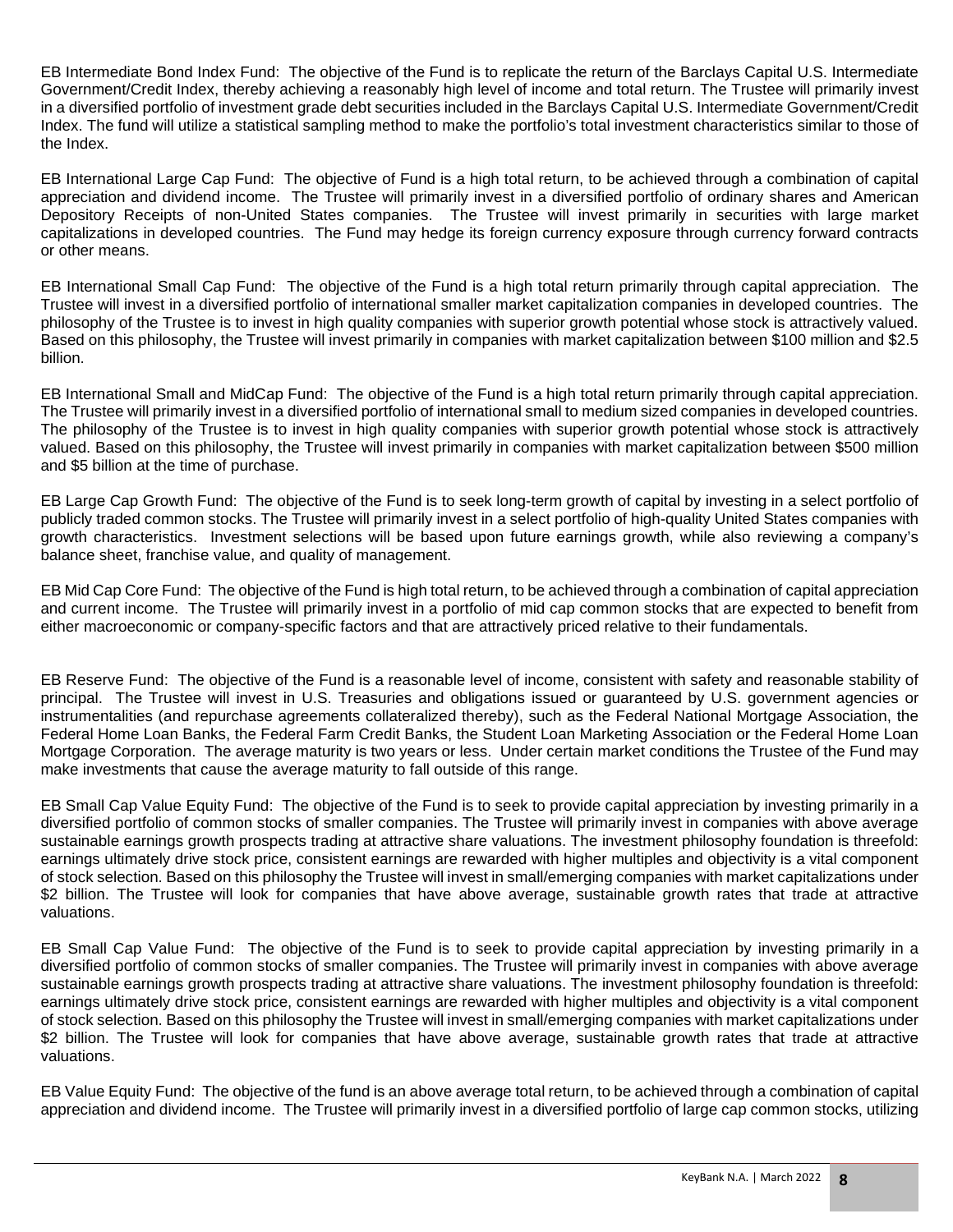EB Intermediate Bond Index Fund: The objective of the Fund is to replicate the return of the Barclays Capital U.S. Intermediate Government/Credit Index, thereby achieving a reasonably high level of income and total return. The Trustee will primarily invest in a diversified portfolio of investment grade debt securities included in the Barclays Capital U.S. Intermediate Government/Credit Index. The fund will utilize a statistical sampling method to make the portfolio's total investment characteristics similar to those of the Index.

EB International Large Cap Fund: The objective of Fund is a high total return, to be achieved through a combination of capital appreciation and dividend income. The Trustee will primarily invest in a diversified portfolio of ordinary shares and American Depository Receipts of non-United States companies. The Trustee will invest primarily in securities with large market capitalizations in developed countries. The Fund may hedge its foreign currency exposure through currency forward contracts or other means.

EB International Small Cap Fund: The objective of the Fund is a high total return primarily through capital appreciation. The Trustee will invest in a diversified portfolio of international smaller market capitalization companies in developed countries. The philosophy of the Trustee is to invest in high quality companies with superior growth potential whose stock is attractively valued. Based on this philosophy, the Trustee will invest primarily in companies with market capitalization between $100 million and $2.5 billion.

EB International Small and MidCap Fund: The objective of the Fund is a high total return primarily through capital appreciation. The Trustee will primarily invest in a diversified portfolio of international small to medium sized companies in developed countries. The philosophy of the Trustee is to invest in high quality companies with superior growth potential whose stock is attractively valued. Based on this philosophy, the Trustee will invest primarily in companies with market capitalization between $500 million and $5 billion at the time of purchase.

EB Large Cap Growth Fund: The objective of the Fund is to seek long-term growth of capital by investing in a select portfolio of publicly traded common stocks. The Trustee will primarily invest in a select portfolio of high-quality United States companies with growth characteristics. Investment selections will be based upon future earnings growth, while also reviewing a company's balance sheet, franchise value, and quality of management.

EB Mid Cap Core Fund: The objective of the Fund is high total return, to be achieved through a combination of capital appreciation and current income. The Trustee will primarily invest in a portfolio of mid cap common stocks that are expected to benefit from either macroeconomic or company-specific factors and that are attractively priced relative to their fundamentals.

EB Reserve Fund: The objective of the Fund is a reasonable level of income, consistent with safety and reasonable stability of principal. The Trustee will invest in U.S. Treasuries and obligations issued or guaranteed by U.S. government agencies or instrumentalities (and repurchase agreements collateralized thereby), such as the Federal National Mortgage Association, the Federal Home Loan Banks, the Federal Farm Credit Banks, the Student Loan Marketing Association or the Federal Home Loan Mortgage Corporation. The average maturity is two years or less. Under certain market conditions the Trustee of the Fund may make investments that cause the average maturity to fall outside of this range.

EB Small Cap Value Equity Fund: The objective of the Fund is to seek to provide capital appreciation by investing primarily in a diversified portfolio of common stocks of smaller companies. The Trustee will primarily invest in companies with above average sustainable earnings growth prospects trading at attractive share valuations. The investment philosophy foundation is threefold: earnings ultimately drive stock price, consistent earnings are rewarded with higher multiples and objectivity is a vital component of stock selection. Based on this philosophy the Trustee will invest in small/emerging companies with market capitalizations under $2 billion. The Trustee will look for companies that have above average, sustainable growth rates that trade at attractive valuations.

EB Small Cap Value Fund: The objective of the Fund is to seek to provide capital appreciation by investing primarily in a diversified portfolio of common stocks of smaller companies. The Trustee will primarily invest in companies with above average sustainable earnings growth prospects trading at attractive share valuations. The investment philosophy foundation is threefold: earnings ultimately drive stock price, consistent earnings are rewarded with higher multiples and objectivity is a vital component of stock selection. Based on this philosophy the Trustee will invest in small/emerging companies with market capitalizations under $2 billion. The Trustee will look for companies that have above average, sustainable growth rates that trade at attractive valuations.

EB Value Equity Fund: The objective of the fund is an above average total return, to be achieved through a combination of capital appreciation and dividend income. The Trustee will primarily invest in a diversified portfolio of large cap common stocks, utilizing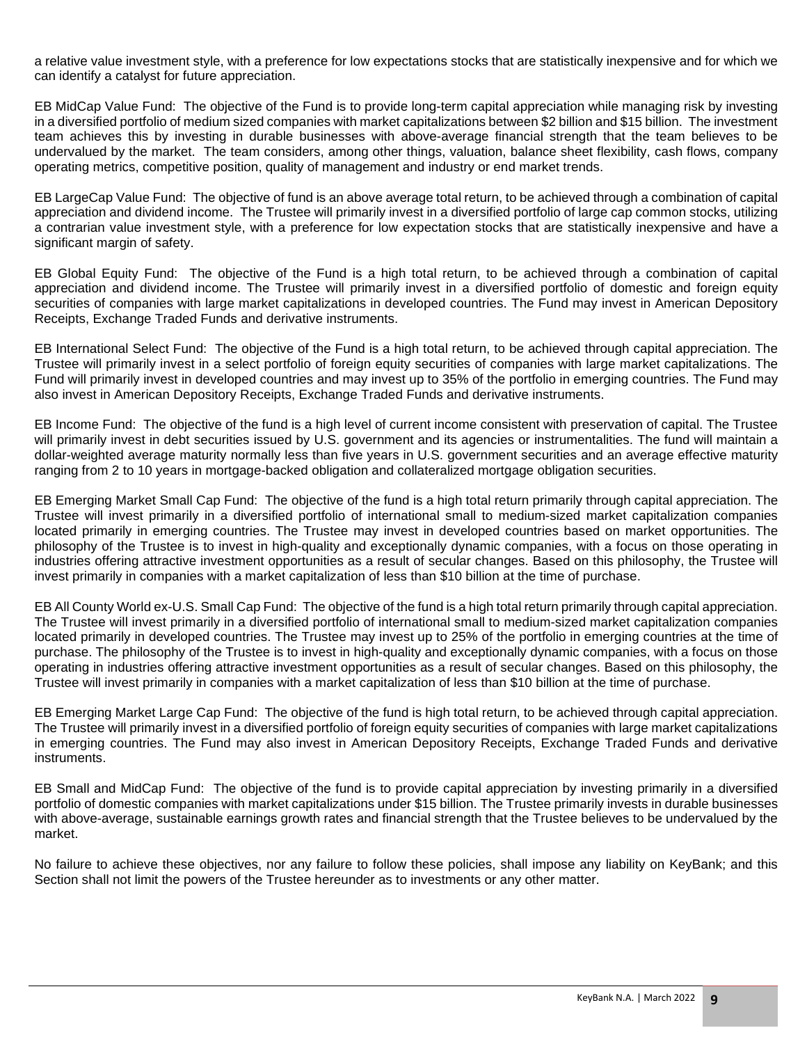a relative value investment style, with a preference for low expectations stocks that are statistically inexpensive and for which we can identify a catalyst for future appreciation.

EB MidCap Value Fund: The objective of the Fund is to provide long-term capital appreciation while managing risk by investing in a diversified portfolio of medium sized companies with market capitalizations between $2 billion and $15 billion. The investment team achieves this by investing in durable businesses with above-average financial strength that the team believes to be undervalued by the market. The team considers, among other things, valuation, balance sheet flexibility, cash flows, company operating metrics, competitive position, quality of management and industry or end market trends.

EB LargeCap Value Fund: The objective of fund is an above average total return, to be achieved through a combination of capital appreciation and dividend income. The Trustee will primarily invest in a diversified portfolio of large cap common stocks, utilizing a contrarian value investment style, with a preference for low expectation stocks that are statistically inexpensive and have a significant margin of safety.

EB Global Equity Fund: The objective of the Fund is a high total return, to be achieved through a combination of capital appreciation and dividend income. The Trustee will primarily invest in a diversified portfolio of domestic and foreign equity securities of companies with large market capitalizations in developed countries. The Fund may invest in American Depository Receipts, Exchange Traded Funds and derivative instruments.

EB International Select Fund: The objective of the Fund is a high total return, to be achieved through capital appreciation. The Trustee will primarily invest in a select portfolio of foreign equity securities of companies with large market capitalizations. The Fund will primarily invest in developed countries and may invest up to 35% of the portfolio in emerging countries. The Fund may also invest in American Depository Receipts, Exchange Traded Funds and derivative instruments.

EB Income Fund: The objective of the fund is a high level of current income consistent with preservation of capital. The Trustee will primarily invest in debt securities issued by U.S. government and its agencies or instrumentalities. The fund will maintain a dollar-weighted average maturity normally less than five years in U.S. government securities and an average effective maturity ranging from 2 to 10 years in mortgage-backed obligation and collateralized mortgage obligation securities.

EB Emerging Market Small Cap Fund: The objective of the fund is a high total return primarily through capital appreciation. The Trustee will invest primarily in a diversified portfolio of international small to medium-sized market capitalization companies located primarily in emerging countries. The Trustee may invest in developed countries based on market opportunities. The philosophy of the Trustee is to invest in high-quality and exceptionally dynamic companies, with a focus on those operating in industries offering attractive investment opportunities as a result of secular changes. Based on this philosophy, the Trustee will invest primarily in companies with a market capitalization of less than $10 billion at the time of purchase.

EB All County World ex-U.S. Small Cap Fund: The objective of the fund is a high total return primarily through capital appreciation. The Trustee will invest primarily in a diversified portfolio of international small to medium-sized market capitalization companies located primarily in developed countries. The Trustee may invest up to 25% of the portfolio in emerging countries at the time of purchase. The philosophy of the Trustee is to invest in high-quality and exceptionally dynamic companies, with a focus on those operating in industries offering attractive investment opportunities as a result of secular changes. Based on this philosophy, the Trustee will invest primarily in companies with a market capitalization of less than $10 billion at the time of purchase.

EB Emerging Market Large Cap Fund: The objective of the fund is high total return, to be achieved through capital appreciation. The Trustee will primarily invest in a diversified portfolio of foreign equity securities of companies with large market capitalizations in emerging countries. The Fund may also invest in American Depository Receipts, Exchange Traded Funds and derivative instruments.

EB Small and MidCap Fund: The objective of the fund is to provide capital appreciation by investing primarily in a diversified portfolio of domestic companies with market capitalizations under $15 billion. The Trustee primarily invests in durable businesses with above-average, sustainable earnings growth rates and financial strength that the Trustee believes to be undervalued by the market.

No failure to achieve these objectives, nor any failure to follow these policies, shall impose any liability on KeyBank; and this Section shall not limit the powers of the Trustee hereunder as to investments or any other matter.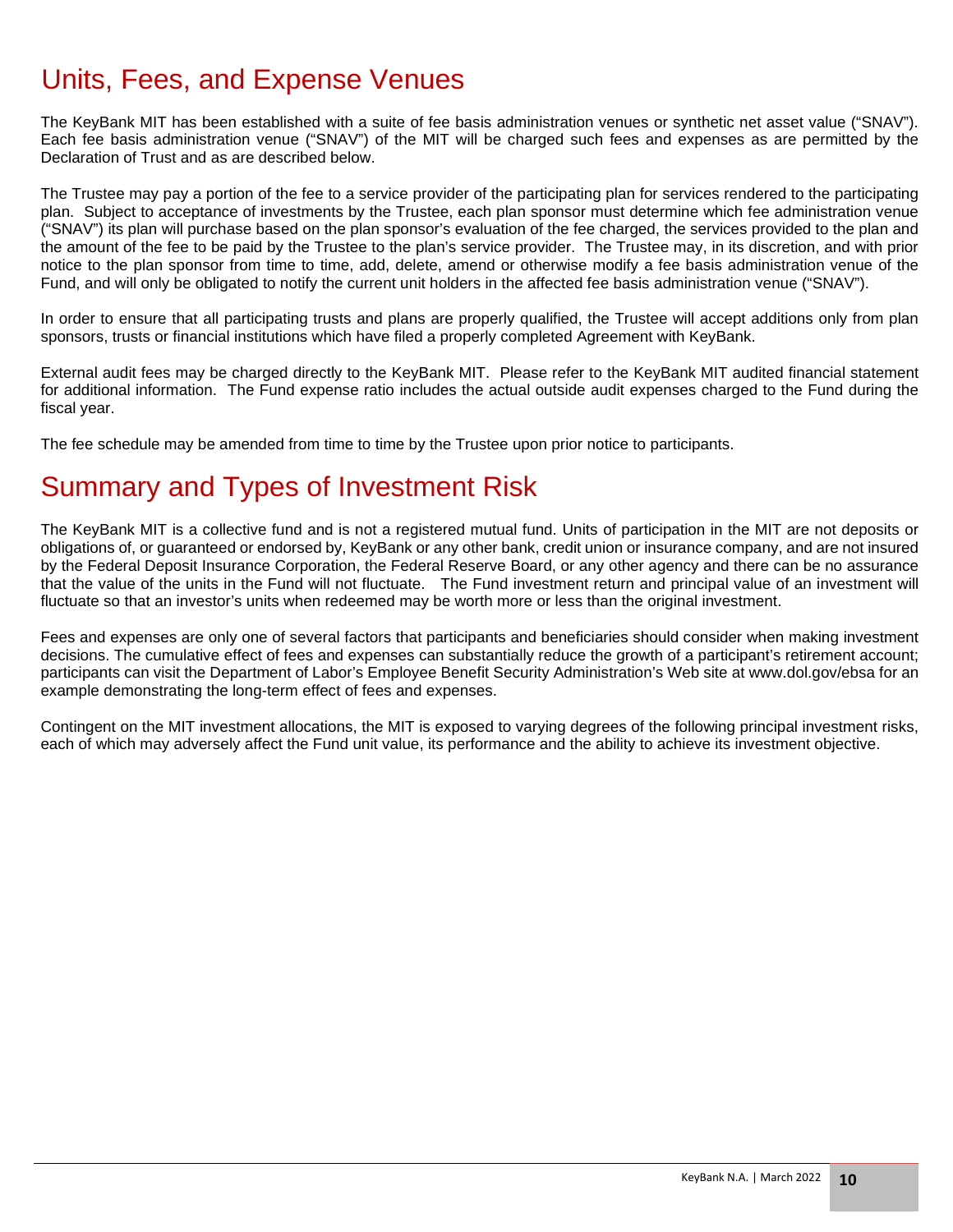# Units, Fees, and Expense Venues

The KeyBank MIT has been established with a suite of fee basis administration venues or synthetic net asset value ("SNAV"). Each fee basis administration venue ("SNAV") of the MIT will be charged such fees and expenses as are permitted by the Declaration of Trust and as are described below.

The Trustee may pay a portion of the fee to a service provider of the participating plan for services rendered to the participating plan. Subject to acceptance of investments by the Trustee, each plan sponsor must determine which fee administration venue ("SNAV") its plan will purchase based on the plan sponsor's evaluation of the fee charged, the services provided to the plan and the amount of the fee to be paid by the Trustee to the plan's service provider. The Trustee may, in its discretion, and with prior notice to the plan sponsor from time to time, add, delete, amend or otherwise modify a fee basis administration venue of the Fund, and will only be obligated to notify the current unit holders in the affected fee basis administration venue ("SNAV").

In order to ensure that all participating trusts and plans are properly qualified, the Trustee will accept additions only from plan sponsors, trusts or financial institutions which have filed a properly completed Agreement with KeyBank.

External audit fees may be charged directly to the KeyBank MIT. Please refer to the KeyBank MIT audited financial statement for additional information. The Fund expense ratio includes the actual outside audit expenses charged to the Fund during the fiscal year.

The fee schedule may be amended from time to time by the Trustee upon prior notice to participants.

# Summary and Types of Investment Risk

The KeyBank MIT is a collective fund and is not a registered mutual fund. Units of participation in the MIT are not deposits or obligations of, or guaranteed or endorsed by, KeyBank or any other bank, credit union or insurance company, and are not insured by the Federal Deposit Insurance Corporation, the Federal Reserve Board, or any other agency and there can be no assurance that the value of the units in the Fund will not fluctuate. The Fund investment return and principal value of an investment will fluctuate so that an investor's units when redeemed may be worth more or less than the original investment.

Fees and expenses are only one of several factors that participants and beneficiaries should consider when making investment decisions. The cumulative effect of fees and expenses can substantially reduce the growth of a participant's retirement account; participants can visit the Department of Labor's Employee Benefit Security Administration's Web site at www.dol.gov/ebsa for an example demonstrating the long-term effect of fees and expenses.

Contingent on the MIT investment allocations, the MIT is exposed to varying degrees of the following principal investment risks, each of which may adversely affect the Fund unit value, its performance and the ability to achieve its investment objective.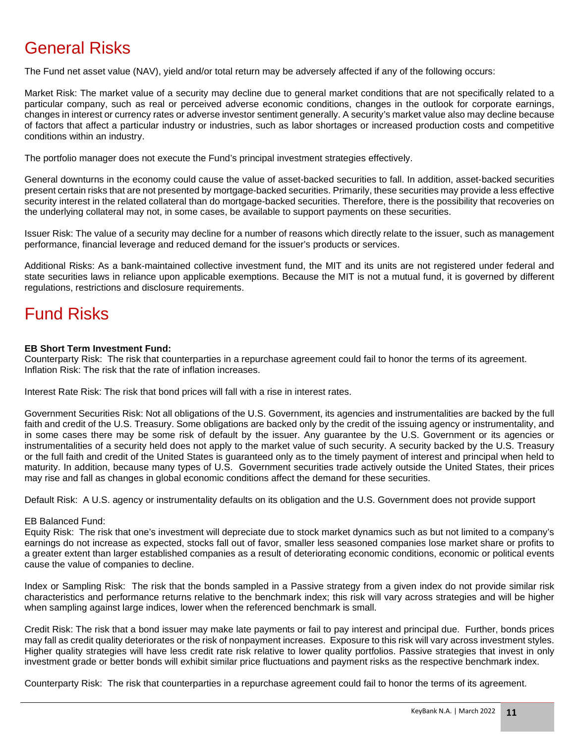# General Risks

The Fund net asset value (NAV), yield and/or total return may be adversely affected if any of the following occurs:

Market Risk: The market value of a security may decline due to general market conditions that are not specifically related to a particular company, such as real or perceived adverse economic conditions, changes in the outlook for corporate earnings, changes in interest or currency rates or adverse investor sentiment generally. A security's market value also may decline because of factors that affect a particular industry or industries, such as labor shortages or increased production costs and competitive conditions within an industry.

The portfolio manager does not execute the Fund's principal investment strategies effectively.

General downturns in the economy could cause the value of asset-backed securities to fall. In addition, asset-backed securities present certain risks that are not presented by mortgage-backed securities. Primarily, these securities may provide a less effective security interest in the related collateral than do mortgage-backed securities. Therefore, there is the possibility that recoveries on the underlying collateral may not, in some cases, be available to support payments on these securities.

Issuer Risk: The value of a security may decline for a number of reasons which directly relate to the issuer, such as management performance, financial leverage and reduced demand for the issuer's products or services.

Additional Risks: As a bank-maintained collective investment fund, the MIT and its units are not registered under federal and state securities laws in reliance upon applicable exemptions. Because the MIT is not a mutual fund, it is governed by different regulations, restrictions and disclosure requirements.

# Fund Risks

**EB Short Term Investment Fund:**
Counterparty Risk: The risk that counterparties in a repurchase agreement could fail to honor the terms of its agreement.
Inflation Risk: The risk that the rate of inflation increases.

Interest Rate Risk: The risk that bond prices will fall with a rise in interest rates.

Government Securities Risk: Not all obligations of the U.S. Government, its agencies and instrumentalities are backed by the full faith and credit of the U.S. Treasury. Some obligations are backed only by the credit of the issuing agency or instrumentality, and in some cases there may be some risk of default by the issuer. Any guarantee by the U.S. Government or its agencies or instrumentalities of a security held does not apply to the market value of such security. A security backed by the U.S. Treasury or the full faith and credit of the United States is guaranteed only as to the timely payment of interest and principal when held to maturity. In addition, because many types of U.S. Government securities trade actively outside the United States, their prices may rise and fall as changes in global economic conditions affect the demand for these securities.

Default Risk: A U.S. agency or instrumentality defaults on its obligation and the U.S. Government does not provide support

EB Balanced Fund:
Equity Risk: The risk that one's investment will depreciate due to stock market dynamics such as but not limited to a company's earnings do not increase as expected, stocks fall out of favor, smaller less seasoned companies lose market share or profits to a greater extent than larger established companies as a result of deteriorating economic conditions, economic or political events cause the value of companies to decline.

Index or Sampling Risk: The risk that the bonds sampled in a Passive strategy from a given index do not provide similar risk characteristics and performance returns relative to the benchmark index; this risk will vary across strategies and will be higher when sampling against large indices, lower when the referenced benchmark is small.

Credit Risk: The risk that a bond issuer may make late payments or fail to pay interest and principal due. Further, bonds prices may fall as credit quality deteriorates or the risk of nonpayment increases. Exposure to this risk will vary across investment styles. Higher quality strategies will have less credit rate risk relative to lower quality portfolios. Passive strategies that invest in only investment grade or better bonds will exhibit similar price fluctuations and payment risks as the respective benchmark index.

Counterparty Risk: The risk that counterparties in a repurchase agreement could fail to honor the terms of its agreement.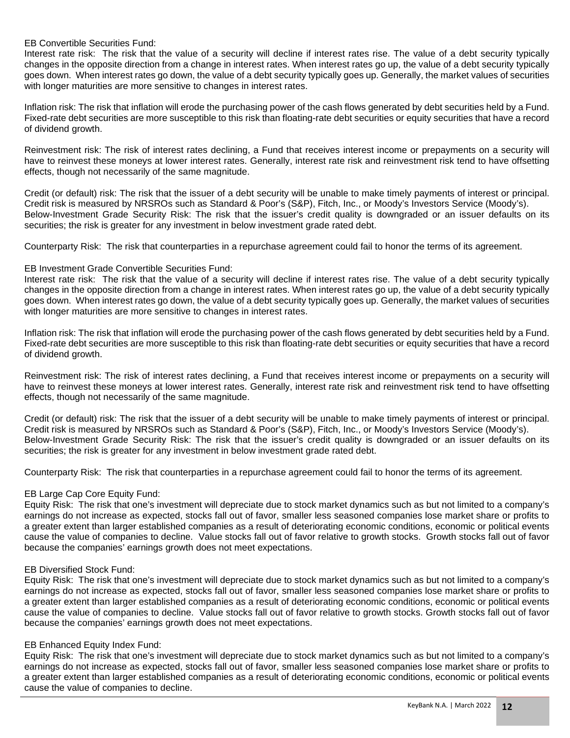EB Convertible Securities Fund:
Interest rate risk: The risk that the value of a security will decline if interest rates rise. The value of a debt security typically changes in the opposite direction from a change in interest rates. When interest rates go up, the value of a debt security typically goes down. When interest rates go down, the value of a debt security typically goes up. Generally, the market values of securities with longer maturities are more sensitive to changes in interest rates.

Inflation risk: The risk that inflation will erode the purchasing power of the cash flows generated by debt securities held by a Fund. Fixed-rate debt securities are more susceptible to this risk than floating-rate debt securities or equity securities that have a record of dividend growth.

Reinvestment risk: The risk of interest rates declining, a Fund that receives interest income or prepayments on a security will have to reinvest these moneys at lower interest rates. Generally, interest rate risk and reinvestment risk tend to have offsetting effects, though not necessarily of the same magnitude.

Credit (or default) risk: The risk that the issuer of a debt security will be unable to make timely payments of interest or principal. Credit risk is measured by NRSROs such as Standard & Poor's (S&P), Fitch, Inc., or Moody's Investors Service (Moody's).
Below-Investment Grade Security Risk: The risk that the issuer's credit quality is downgraded or an issuer defaults on its securities; the risk is greater for any investment in below investment grade rated debt.

Counterparty Risk: The risk that counterparties in a repurchase agreement could fail to honor the terms of its agreement.

EB Investment Grade Convertible Securities Fund:
Interest rate risk: The risk that the value of a security will decline if interest rates rise. The value of a debt security typically changes in the opposite direction from a change in interest rates. When interest rates go up, the value of a debt security typically goes down. When interest rates go down, the value of a debt security typically goes up. Generally, the market values of securities with longer maturities are more sensitive to changes in interest rates.

Inflation risk: The risk that inflation will erode the purchasing power of the cash flows generated by debt securities held by a Fund. Fixed-rate debt securities are more susceptible to this risk than floating-rate debt securities or equity securities that have a record of dividend growth.

Reinvestment risk: The risk of interest rates declining, a Fund that receives interest income or prepayments on a security will have to reinvest these moneys at lower interest rates. Generally, interest rate risk and reinvestment risk tend to have offsetting effects, though not necessarily of the same magnitude.

Credit (or default) risk: The risk that the issuer of a debt security will be unable to make timely payments of interest or principal. Credit risk is measured by NRSROs such as Standard & Poor's (S&P), Fitch, Inc., or Moody's Investors Service (Moody's).
Below-Investment Grade Security Risk: The risk that the issuer's credit quality is downgraded or an issuer defaults on its securities; the risk is greater for any investment in below investment grade rated debt.

Counterparty Risk: The risk that counterparties in a repurchase agreement could fail to honor the terms of its agreement.

EB Large Cap Core Equity Fund:
Equity Risk: The risk that one's investment will depreciate due to stock market dynamics such as but not limited to a company's earnings do not increase as expected, stocks fall out of favor, smaller less seasoned companies lose market share or profits to a greater extent than larger established companies as a result of deteriorating economic conditions, economic or political events cause the value of companies to decline. Value stocks fall out of favor relative to growth stocks. Growth stocks fall out of favor because the companies' earnings growth does not meet expectations.

EB Diversified Stock Fund:
Equity Risk: The risk that one's investment will depreciate due to stock market dynamics such as but not limited to a company's earnings do not increase as expected, stocks fall out of favor, smaller less seasoned companies lose market share or profits to a greater extent than larger established companies as a result of deteriorating economic conditions, economic or political events cause the value of companies to decline. Value stocks fall out of favor relative to growth stocks. Growth stocks fall out of favor because the companies' earnings growth does not meet expectations.

EB Enhanced Equity Index Fund:
Equity Risk: The risk that one's investment will depreciate due to stock market dynamics such as but not limited to a company's earnings do not increase as expected, stocks fall out of favor, smaller less seasoned companies lose market share or profits to a greater extent than larger established companies as a result of deteriorating economic conditions, economic or political events cause the value of companies to decline.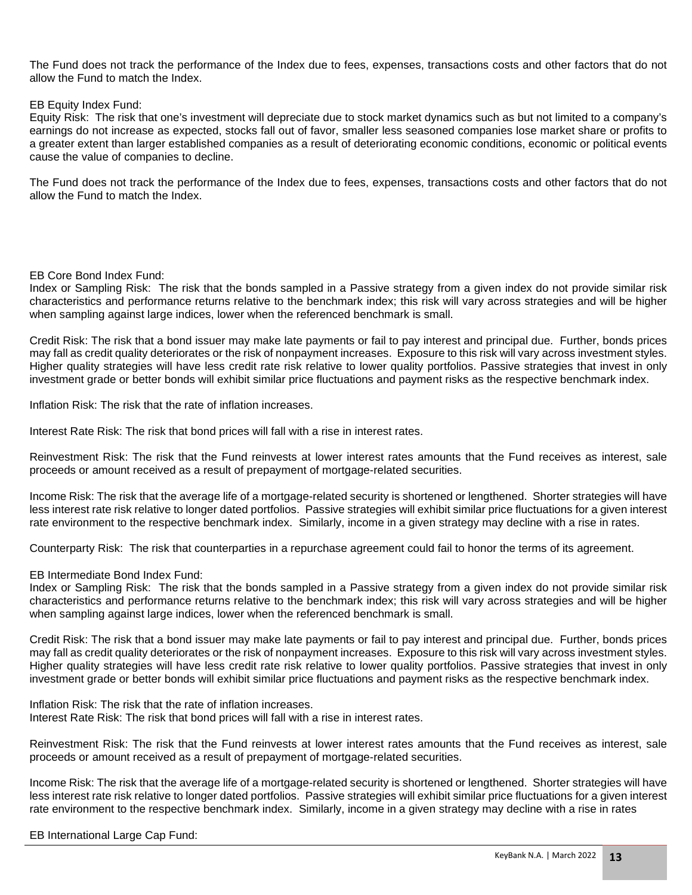The Fund does not track the performance of the Index due to fees, expenses, transactions costs and other factors that do not allow the Fund to match the Index.

EB Equity Index Fund:
Equity Risk: The risk that one's investment will depreciate due to stock market dynamics such as but not limited to a company's earnings do not increase as expected, stocks fall out of favor, smaller less seasoned companies lose market share or profits to a greater extent than larger established companies as a result of deteriorating economic conditions, economic or political events cause the value of companies to decline.

The Fund does not track the performance of the Index due to fees, expenses, transactions costs and other factors that do not allow the Fund to match the Index.

EB Core Bond Index Fund:
Index or Sampling Risk: The risk that the bonds sampled in a Passive strategy from a given index do not provide similar risk characteristics and performance returns relative to the benchmark index; this risk will vary across strategies and will be higher when sampling against large indices, lower when the referenced benchmark is small.

Credit Risk: The risk that a bond issuer may make late payments or fail to pay interest and principal due. Further, bonds prices may fall as credit quality deteriorates or the risk of nonpayment increases. Exposure to this risk will vary across investment styles. Higher quality strategies will have less credit rate risk relative to lower quality portfolios. Passive strategies that invest in only investment grade or better bonds will exhibit similar price fluctuations and payment risks as the respective benchmark index.

Inflation Risk: The risk that the rate of inflation increases.

Interest Rate Risk: The risk that bond prices will fall with a rise in interest rates.

Reinvestment Risk: The risk that the Fund reinvests at lower interest rates amounts that the Fund receives as interest, sale proceeds or amount received as a result of prepayment of mortgage-related securities.

Income Risk: The risk that the average life of a mortgage-related security is shortened or lengthened. Shorter strategies will have less interest rate risk relative to longer dated portfolios. Passive strategies will exhibit similar price fluctuations for a given interest rate environment to the respective benchmark index. Similarly, income in a given strategy may decline with a rise in rates.

Counterparty Risk: The risk that counterparties in a repurchase agreement could fail to honor the terms of its agreement.

EB Intermediate Bond Index Fund:
Index or Sampling Risk: The risk that the bonds sampled in a Passive strategy from a given index do not provide similar risk characteristics and performance returns relative to the benchmark index; this risk will vary across strategies and will be higher when sampling against large indices, lower when the referenced benchmark is small.

Credit Risk: The risk that a bond issuer may make late payments or fail to pay interest and principal due. Further, bonds prices may fall as credit quality deteriorates or the risk of nonpayment increases. Exposure to this risk will vary across investment styles. Higher quality strategies will have less credit rate risk relative to lower quality portfolios. Passive strategies that invest in only investment grade or better bonds will exhibit similar price fluctuations and payment risks as the respective benchmark index.

Inflation Risk: The risk that the rate of inflation increases.
Interest Rate Risk: The risk that bond prices will fall with a rise in interest rates.

Reinvestment Risk: The risk that the Fund reinvests at lower interest rates amounts that the Fund receives as interest, sale proceeds or amount received as a result of prepayment of mortgage-related securities.

Income Risk: The risk that the average life of a mortgage-related security is shortened or lengthened. Shorter strategies will have less interest rate risk relative to longer dated portfolios. Passive strategies will exhibit similar price fluctuations for a given interest rate environment to the respective benchmark index. Similarly, income in a given strategy may decline with a rise in rates

EB International Large Cap Fund: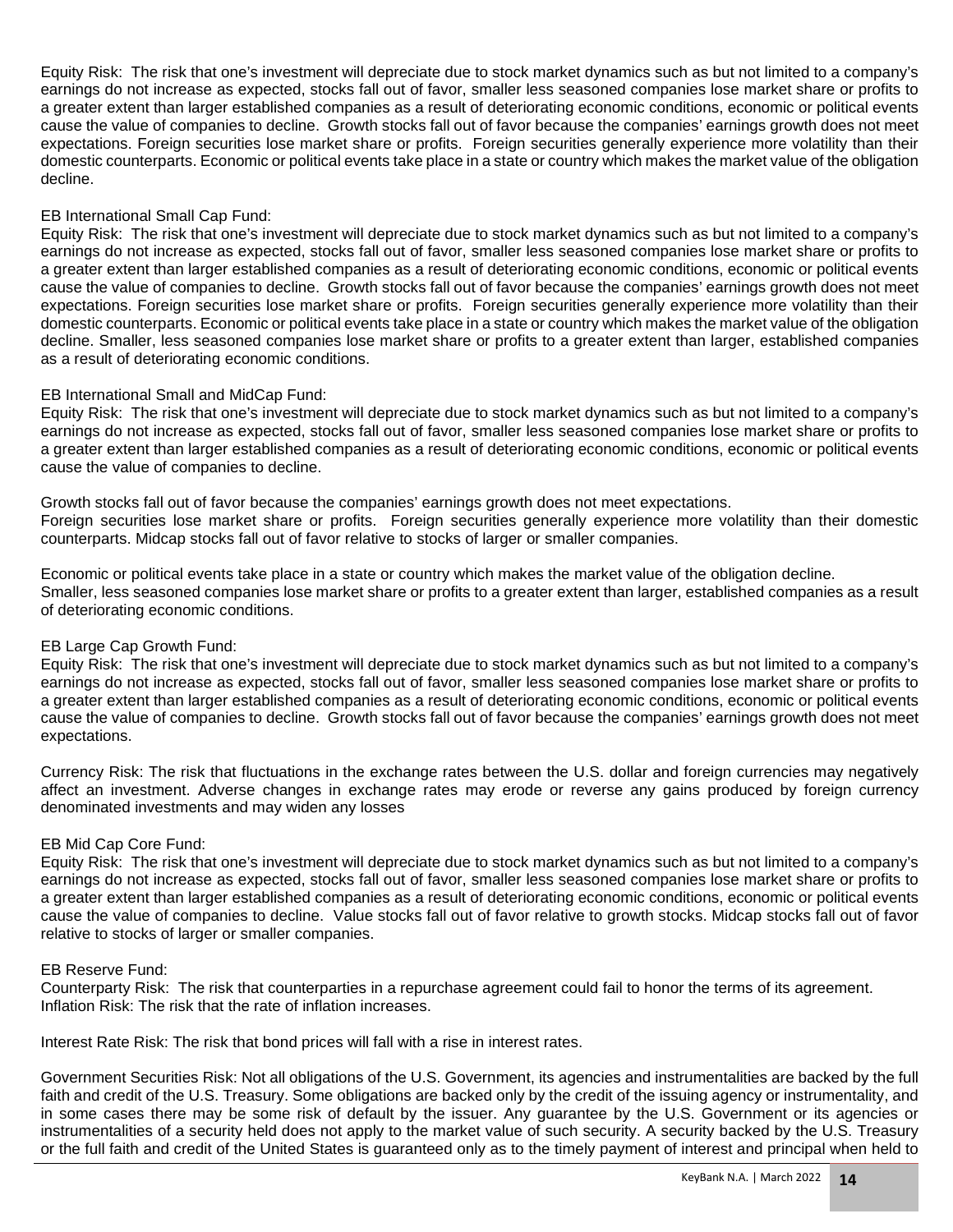Equity Risk: The risk that one's investment will depreciate due to stock market dynamics such as but not limited to a company's earnings do not increase as expected, stocks fall out of favor, smaller less seasoned companies lose market share or profits to a greater extent than larger established companies as a result of deteriorating economic conditions, economic or political events cause the value of companies to decline. Growth stocks fall out of favor because the companies' earnings growth does not meet expectations. Foreign securities lose market share or profits. Foreign securities generally experience more volatility than their domestic counterparts. Economic or political events take place in a state or country which makes the market value of the obligation decline.

EB International Small Cap Fund:
Equity Risk: The risk that one's investment will depreciate due to stock market dynamics such as but not limited to a company's earnings do not increase as expected, stocks fall out of favor, smaller less seasoned companies lose market share or profits to a greater extent than larger established companies as a result of deteriorating economic conditions, economic or political events cause the value of companies to decline. Growth stocks fall out of favor because the companies' earnings growth does not meet expectations. Foreign securities lose market share or profits. Foreign securities generally experience more volatility than their domestic counterparts. Economic or political events take place in a state or country which makes the market value of the obligation decline. Smaller, less seasoned companies lose market share or profits to a greater extent than larger, established companies as a result of deteriorating economic conditions.

EB International Small and MidCap Fund:
Equity Risk: The risk that one's investment will depreciate due to stock market dynamics such as but not limited to a company's earnings do not increase as expected, stocks fall out of favor, smaller less seasoned companies lose market share or profits to a greater extent than larger established companies as a result of deteriorating economic conditions, economic or political events cause the value of companies to decline.

Growth stocks fall out of favor because the companies' earnings growth does not meet expectations.
Foreign securities lose market share or profits. Foreign securities generally experience more volatility than their domestic counterparts. Midcap stocks fall out of favor relative to stocks of larger or smaller companies.

Economic or political events take place in a state or country which makes the market value of the obligation decline.
Smaller, less seasoned companies lose market share or profits to a greater extent than larger, established companies as a result of deteriorating economic conditions.

EB Large Cap Growth Fund:
Equity Risk: The risk that one's investment will depreciate due to stock market dynamics such as but not limited to a company's earnings do not increase as expected, stocks fall out of favor, smaller less seasoned companies lose market share or profits to a greater extent than larger established companies as a result of deteriorating economic conditions, economic or political events cause the value of companies to decline. Growth stocks fall out of favor because the companies' earnings growth does not meet expectations.

Currency Risk: The risk that fluctuations in the exchange rates between the U.S. dollar and foreign currencies may negatively affect an investment. Adverse changes in exchange rates may erode or reverse any gains produced by foreign currency denominated investments and may widen any losses

EB Mid Cap Core Fund:
Equity Risk: The risk that one's investment will depreciate due to stock market dynamics such as but not limited to a company's earnings do not increase as expected, stocks fall out of favor, smaller less seasoned companies lose market share or profits to a greater extent than larger established companies as a result of deteriorating economic conditions, economic or political events cause the value of companies to decline. Value stocks fall out of favor relative to growth stocks. Midcap stocks fall out of favor relative to stocks of larger or smaller companies.

EB Reserve Fund:
Counterparty Risk: The risk that counterparties in a repurchase agreement could fail to honor the terms of its agreement.
Inflation Risk: The risk that the rate of inflation increases.

Interest Rate Risk: The risk that bond prices will fall with a rise in interest rates.

Government Securities Risk: Not all obligations of the U.S. Government, its agencies and instrumentalities are backed by the full faith and credit of the U.S. Treasury. Some obligations are backed only by the credit of the issuing agency or instrumentality, and in some cases there may be some risk of default by the issuer. Any guarantee by the U.S. Government or its agencies or instrumentalities of a security held does not apply to the market value of such security. A security backed by the U.S. Treasury or the full faith and credit of the United States is guaranteed only as to the timely payment of interest and principal when held to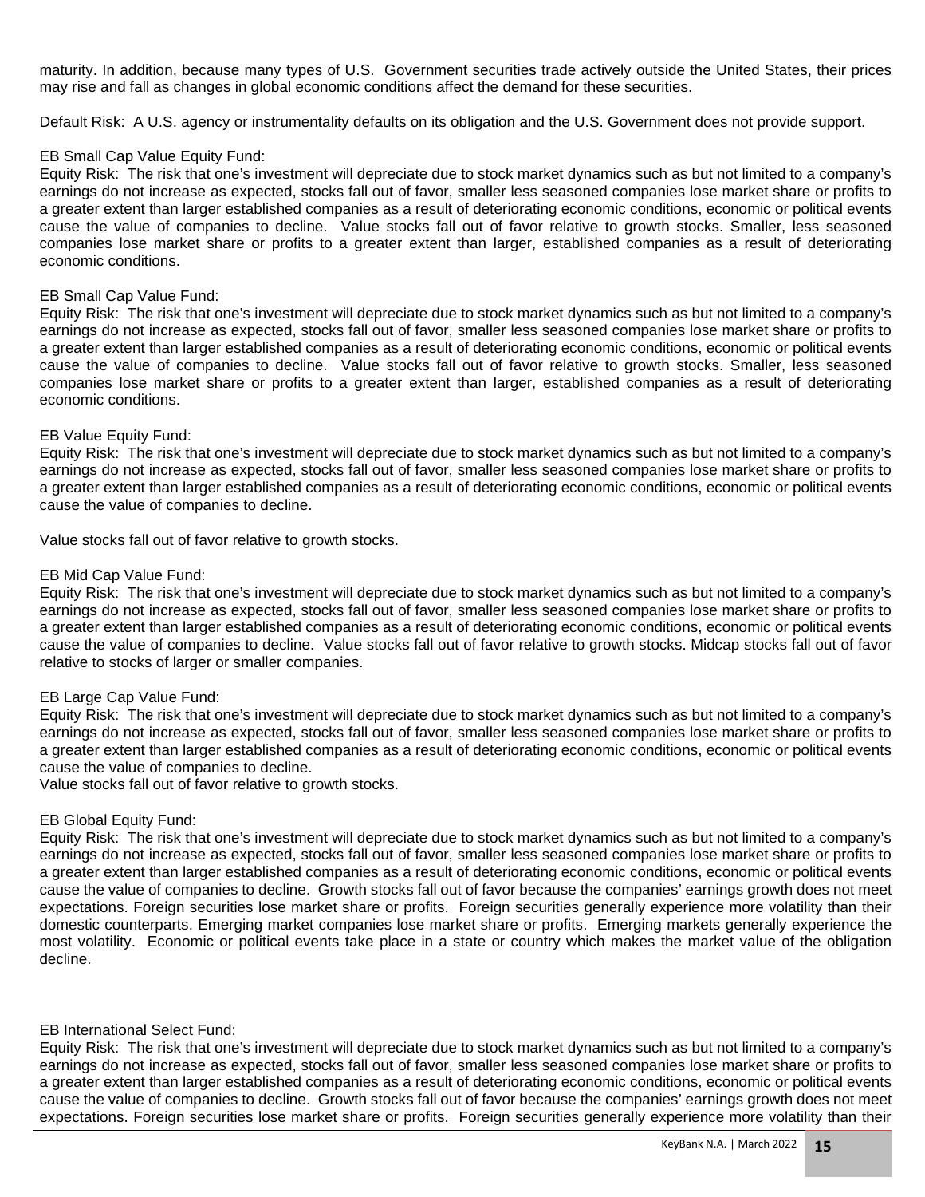maturity. In addition, because many types of U.S. Government securities trade actively outside the United States, their prices may rise and fall as changes in global economic conditions affect the demand for these securities.

Default Risk: A U.S. agency or instrumentality defaults on its obligation and the U.S. Government does not provide support.

EB Small Cap Value Equity Fund:
Equity Risk: The risk that one's investment will depreciate due to stock market dynamics such as but not limited to a company's earnings do not increase as expected, stocks fall out of favor, smaller less seasoned companies lose market share or profits to a greater extent than larger established companies as a result of deteriorating economic conditions, economic or political events cause the value of companies to decline. Value stocks fall out of favor relative to growth stocks. Smaller, less seasoned companies lose market share or profits to a greater extent than larger, established companies as a result of deteriorating economic conditions.

EB Small Cap Value Fund:
Equity Risk: The risk that one's investment will depreciate due to stock market dynamics such as but not limited to a company's earnings do not increase as expected, stocks fall out of favor, smaller less seasoned companies lose market share or profits to a greater extent than larger established companies as a result of deteriorating economic conditions, economic or political events cause the value of companies to decline. Value stocks fall out of favor relative to growth stocks. Smaller, less seasoned companies lose market share or profits to a greater extent than larger, established companies as a result of deteriorating economic conditions.

EB Value Equity Fund:
Equity Risk: The risk that one's investment will depreciate due to stock market dynamics such as but not limited to a company's earnings do not increase as expected, stocks fall out of favor, smaller less seasoned companies lose market share or profits to a greater extent than larger established companies as a result of deteriorating economic conditions, economic or political events cause the value of companies to decline.

Value stocks fall out of favor relative to growth stocks.

EB Mid Cap Value Fund:
Equity Risk: The risk that one's investment will depreciate due to stock market dynamics such as but not limited to a company's earnings do not increase as expected, stocks fall out of favor, smaller less seasoned companies lose market share or profits to a greater extent than larger established companies as a result of deteriorating economic conditions, economic or political events cause the value of companies to decline. Value stocks fall out of favor relative to growth stocks. Midcap stocks fall out of favor relative to stocks of larger or smaller companies.

EB Large Cap Value Fund:
Equity Risk: The risk that one's investment will depreciate due to stock market dynamics such as but not limited to a company's earnings do not increase as expected, stocks fall out of favor, smaller less seasoned companies lose market share or profits to a greater extent than larger established companies as a result of deteriorating economic conditions, economic or political events cause the value of companies to decline.
Value stocks fall out of favor relative to growth stocks.

EB Global Equity Fund:
Equity Risk: The risk that one's investment will depreciate due to stock market dynamics such as but not limited to a company's earnings do not increase as expected, stocks fall out of favor, smaller less seasoned companies lose market share or profits to a greater extent than larger established companies as a result of deteriorating economic conditions, economic or political events cause the value of companies to decline. Growth stocks fall out of favor because the companies' earnings growth does not meet expectations. Foreign securities lose market share or profits. Foreign securities generally experience more volatility than their domestic counterparts. Emerging market companies lose market share or profits. Emerging markets generally experience the most volatility. Economic or political events take place in a state or country which makes the market value of the obligation decline.

EB International Select Fund:
Equity Risk: The risk that one's investment will depreciate due to stock market dynamics such as but not limited to a company's earnings do not increase as expected, stocks fall out of favor, smaller less seasoned companies lose market share or profits to a greater extent than larger established companies as a result of deteriorating economic conditions, economic or political events cause the value of companies to decline. Growth stocks fall out of favor because the companies' earnings growth does not meet expectations. Foreign securities lose market share or profits. Foreign securities generally experience more volatility than their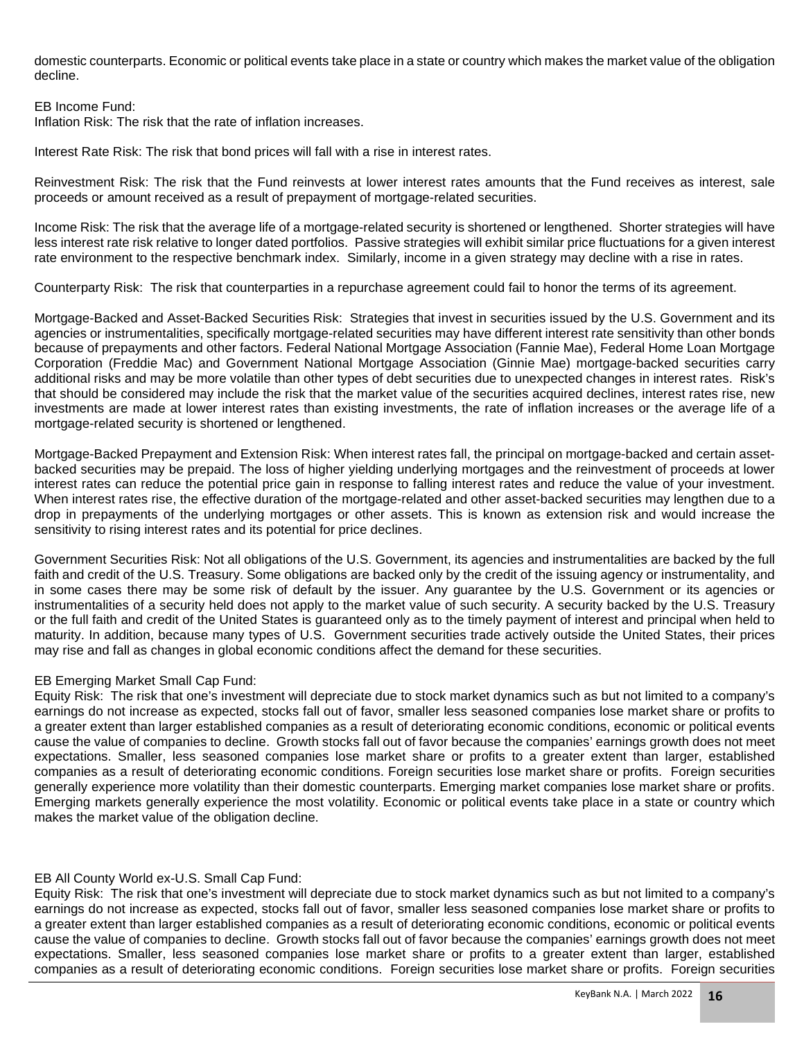domestic counterparts. Economic or political events take place in a state or country which makes the market value of the obligation decline.

EB Income Fund:
Inflation Risk: The risk that the rate of inflation increases.

Interest Rate Risk: The risk that bond prices will fall with a rise in interest rates.

Reinvestment Risk: The risk that the Fund reinvests at lower interest rates amounts that the Fund receives as interest, sale proceeds or amount received as a result of prepayment of mortgage-related securities.

Income Risk: The risk that the average life of a mortgage-related security is shortened or lengthened. Shorter strategies will have less interest rate risk relative to longer dated portfolios. Passive strategies will exhibit similar price fluctuations for a given interest rate environment to the respective benchmark index. Similarly, income in a given strategy may decline with a rise in rates.

Counterparty Risk: The risk that counterparties in a repurchase agreement could fail to honor the terms of its agreement.

Mortgage-Backed and Asset-Backed Securities Risk: Strategies that invest in securities issued by the U.S. Government and its agencies or instrumentalities, specifically mortgage-related securities may have different interest rate sensitivity than other bonds because of prepayments and other factors. Federal National Mortgage Association (Fannie Mae), Federal Home Loan Mortgage Corporation (Freddie Mac) and Government National Mortgage Association (Ginnie Mae) mortgage-backed securities carry additional risks and may be more volatile than other types of debt securities due to unexpected changes in interest rates. Risk's that should be considered may include the risk that the market value of the securities acquired declines, interest rates rise, new investments are made at lower interest rates than existing investments, the rate of inflation increases or the average life of a mortgage-related security is shortened or lengthened.

Mortgage-Backed Prepayment and Extension Risk: When interest rates fall, the principal on mortgage-backed and certain asset-backed securities may be prepaid. The loss of higher yielding underlying mortgages and the reinvestment of proceeds at lower interest rates can reduce the potential price gain in response to falling interest rates and reduce the value of your investment. When interest rates rise, the effective duration of the mortgage-related and other asset-backed securities may lengthen due to a drop in prepayments of the underlying mortgages or other assets. This is known as extension risk and would increase the sensitivity to rising interest rates and its potential for price declines.

Government Securities Risk: Not all obligations of the U.S. Government, its agencies and instrumentalities are backed by the full faith and credit of the U.S. Treasury. Some obligations are backed only by the credit of the issuing agency or instrumentality, and in some cases there may be some risk of default by the issuer. Any guarantee by the U.S. Government or its agencies or instrumentalities of a security held does not apply to the market value of such security. A security backed by the U.S. Treasury or the full faith and credit of the United States is guaranteed only as to the timely payment of interest and principal when held to maturity. In addition, because many types of U.S. Government securities trade actively outside the United States, their prices may rise and fall as changes in global economic conditions affect the demand for these securities.

EB Emerging Market Small Cap Fund:
Equity Risk: The risk that one's investment will depreciate due to stock market dynamics such as but not limited to a company's earnings do not increase as expected, stocks fall out of favor, smaller less seasoned companies lose market share or profits to a greater extent than larger established companies as a result of deteriorating economic conditions, economic or political events cause the value of companies to decline. Growth stocks fall out of favor because the companies' earnings growth does not meet expectations. Smaller, less seasoned companies lose market share or profits to a greater extent than larger, established companies as a result of deteriorating economic conditions. Foreign securities lose market share or profits. Foreign securities generally experience more volatility than their domestic counterparts. Emerging market companies lose market share or profits. Emerging markets generally experience the most volatility. Economic or political events take place in a state or country which makes the market value of the obligation decline.

EB All County World ex-U.S. Small Cap Fund:
Equity Risk: The risk that one's investment will depreciate due to stock market dynamics such as but not limited to a company's earnings do not increase as expected, stocks fall out of favor, smaller less seasoned companies lose market share or profits to a greater extent than larger established companies as a result of deteriorating economic conditions, economic or political events cause the value of companies to decline. Growth stocks fall out of favor because the companies' earnings growth does not meet expectations. Smaller, less seasoned companies lose market share or profits to a greater extent than larger, established companies as a result of deteriorating economic conditions. Foreign securities lose market share or profits. Foreign securities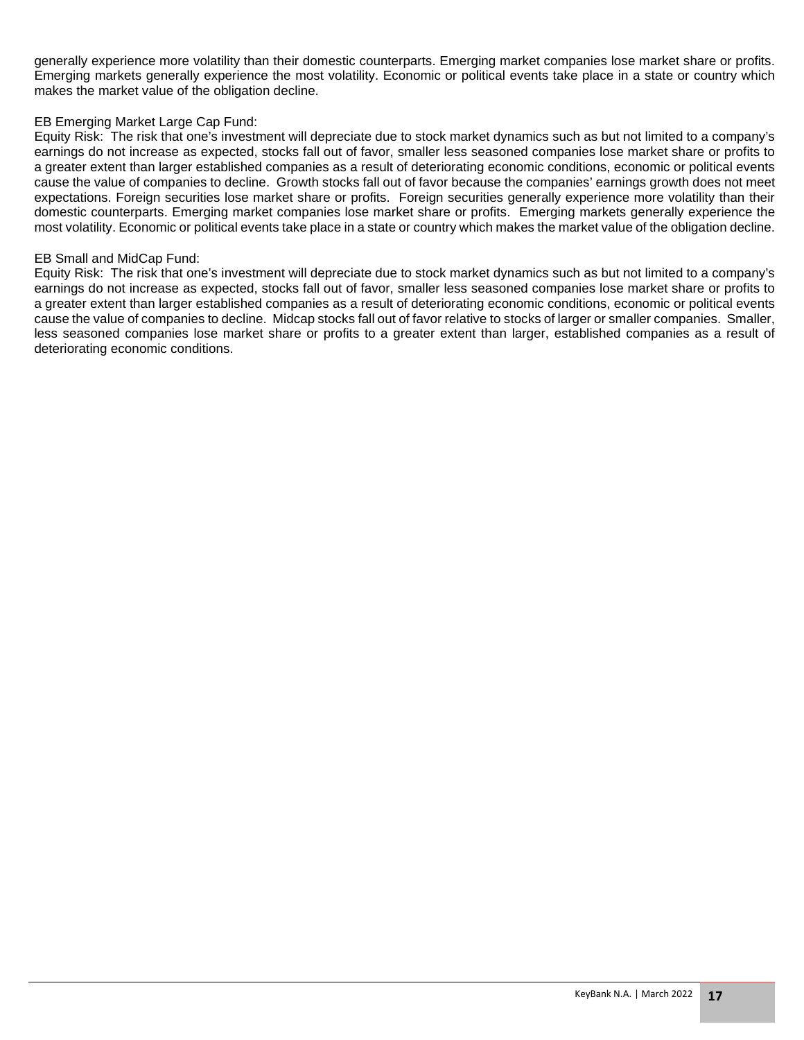generally experience more volatility than their domestic counterparts. Emerging market companies lose market share or profits. Emerging markets generally experience the most volatility. Economic or political events take place in a state or country which makes the market value of the obligation decline.

EB Emerging Market Large Cap Fund:
Equity Risk: The risk that one's investment will depreciate due to stock market dynamics such as but not limited to a company's earnings do not increase as expected, stocks fall out of favor, smaller less seasoned companies lose market share or profits to a greater extent than larger established companies as a result of deteriorating economic conditions, economic or political events cause the value of companies to decline. Growth stocks fall out of favor because the companies' earnings growth does not meet expectations. Foreign securities lose market share or profits. Foreign securities generally experience more volatility than their domestic counterparts. Emerging market companies lose market share or profits. Emerging markets generally experience the most volatility. Economic or political events take place in a state or country which makes the market value of the obligation decline.

EB Small and MidCap Fund:
Equity Risk: The risk that one's investment will depreciate due to stock market dynamics such as but not limited to a company's earnings do not increase as expected, stocks fall out of favor, smaller less seasoned companies lose market share or profits to a greater extent than larger established companies as a result of deteriorating economic conditions, economic or political events cause the value of companies to decline. Midcap stocks fall out of favor relative to stocks of larger or smaller companies. Smaller, less seasoned companies lose market share or profits to a greater extent than larger, established companies as a result of deteriorating economic conditions.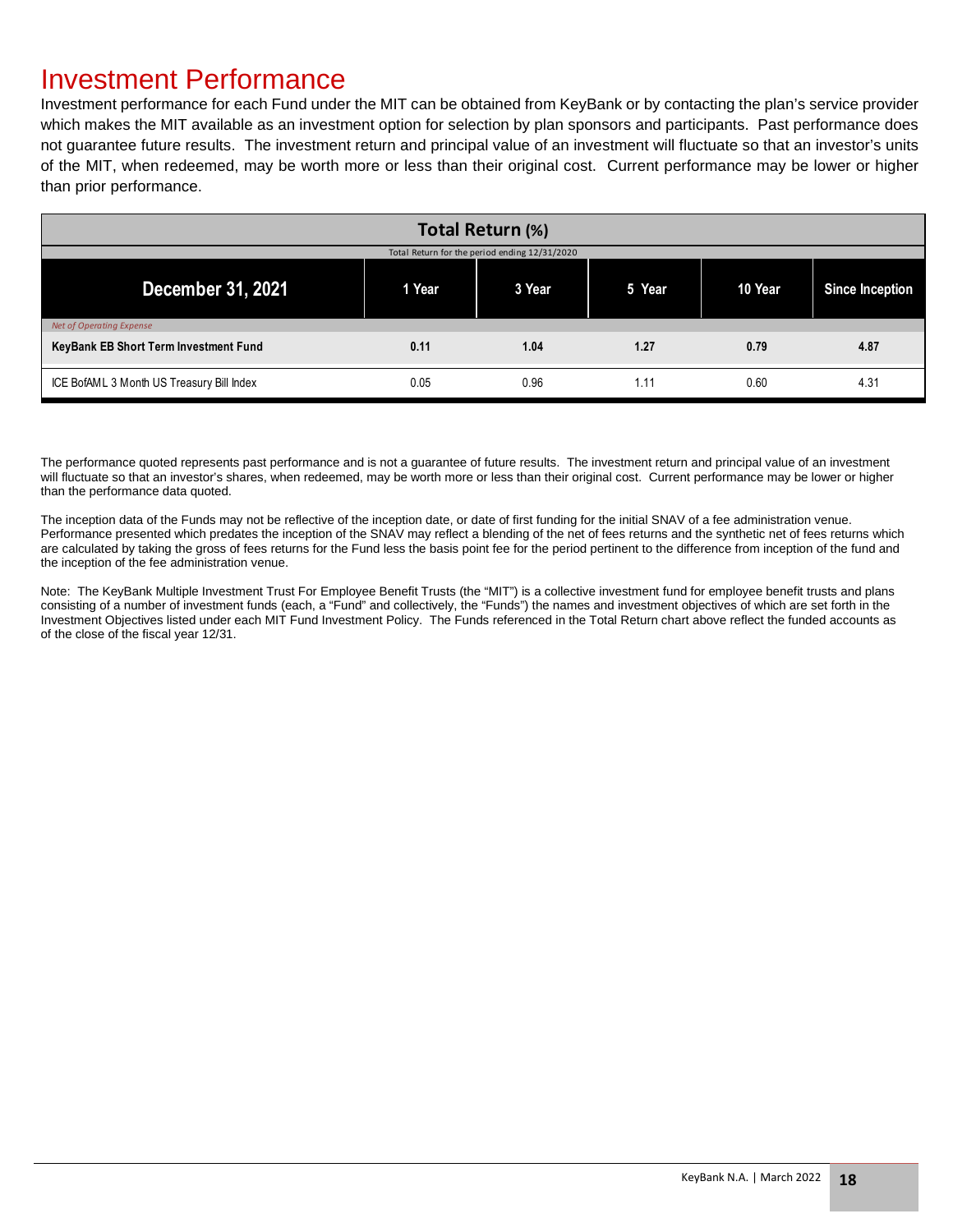# Investment Performance

Investment performance for each Fund under the MIT can be obtained from KeyBank or by contacting the plan's service provider which makes the MIT available as an investment option for selection by plan sponsors and participants. Past performance does not guarantee future results. The investment return and principal value of an investment will fluctuate so that an investor's units of the MIT, when redeemed, may be worth more or less than their original cost. Current performance may be lower or higher than prior performance.

**Total Return (%)**

Total Return for the period ending 12/31/2020

| December 31, 2021 | 1 Year | 3 Year | 5 Year | 10 Year | Since Inception |
|---|---|---|---|---|---|
| *Net of Operating Expense* | | | | | |
| **KeyBank EB Short Term Investment Fund** | **0.11** | **1.04** | **1.27** | **0.79** | **4.87** |
| ICE BofAML 3 Month US Treasury Bill Index | 0.05 | 0.96 | 1.11 | 0.60 | 4.31 |

The performance quoted represents past performance and is not a guarantee of future results. The investment return and principal value of an investment will fluctuate so that an investor's shares, when redeemed, may be worth more or less than their original cost. Current performance may be lower or higher than the performance data quoted.

The inception data of the Funds may not be reflective of the inception date, or date of first funding for the initial SNAV of a fee administration venue. Performance presented which predates the inception of the SNAV may reflect a blending of the net of fees returns and the synthetic net of fees returns which are calculated by taking the gross of fees returns for the Fund less the basis point fee for the period pertinent to the difference from inception of the fund and the inception of the fee administration venue.

Note: The KeyBank Multiple Investment Trust For Employee Benefit Trusts (the "MIT") is a collective investment fund for employee benefit trusts and plans consisting of a number of investment funds (each, a "Fund" and collectively, the "Funds") the names and investment objectives of which are set forth in the Investment Objectives listed under each MIT Fund Investment Policy. The Funds referenced in the Total Return chart above reflect the funded accounts as of the close of the fiscal year 12/31.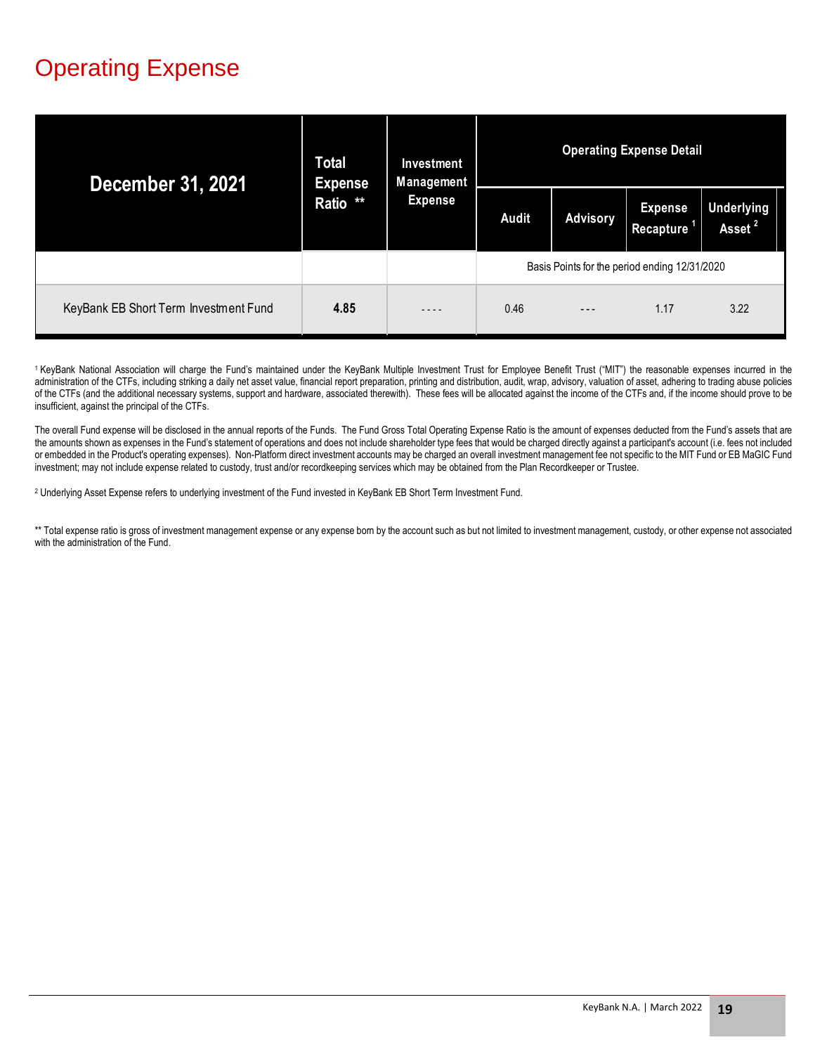# Operating Expense

| December 31, 2021 | Total Expense Ratio ** | Investment Management Expense | Operating Expense Detail | | | |
|---|---|---|---|---|---|---|
| | | | Audit | Advisory | Expense Recapture [1] | Underlying Asset [2] |
| | | | Basis Points for the period ending 12/31/2020 | | | |
| KeyBank EB Short Term Investment Fund | **4.85** | - - - - | 0.46 | - - - | 1.17 | 3.22 |

[1] KeyBank National Association will charge the Fund's maintained under the KeyBank Multiple Investment Trust for Employee Benefit Trust ("MIT") the reasonable expenses incurred in the administration of the CTFs, including striking a daily net asset value, financial report preparation, printing and distribution, audit, wrap, advisory, valuation of asset, adhering to trading abuse policies of the CTFs (and the additional necessary systems, support and hardware, associated therewith). These fees will be allocated against the income of the CTFs and, if the income should prove to be insufficient, against the principal of the CTFs.

The overall Fund expense will be disclosed in the annual reports of the Funds. The Fund Gross Total Operating Expense Ratio is the amount of expenses deducted from the Fund's assets that are the amounts shown as expenses in the Fund's statement of operations and does not include shareholder type fees that would be charged directly against a participant's account (i.e. fees not included or embedded in the Product's operating expenses). Non-Platform direct investment accounts may be charged an overall investment management fee not specific to the MIT Fund or EB MaGIC Fund investment; may not include expense related to custody, trust and/or recordkeeping services which may be obtained from the Plan Recordkeeper or Trustee.

[2] Underlying Asset Expense refers to underlying investment of the Fund invested in KeyBank EB Short Term Investment Fund.

** Total expense ratio is gross of investment management expense or any expense born by the account such as but not limited to investment management, custody, or other expense not associated with the administration of the Fund.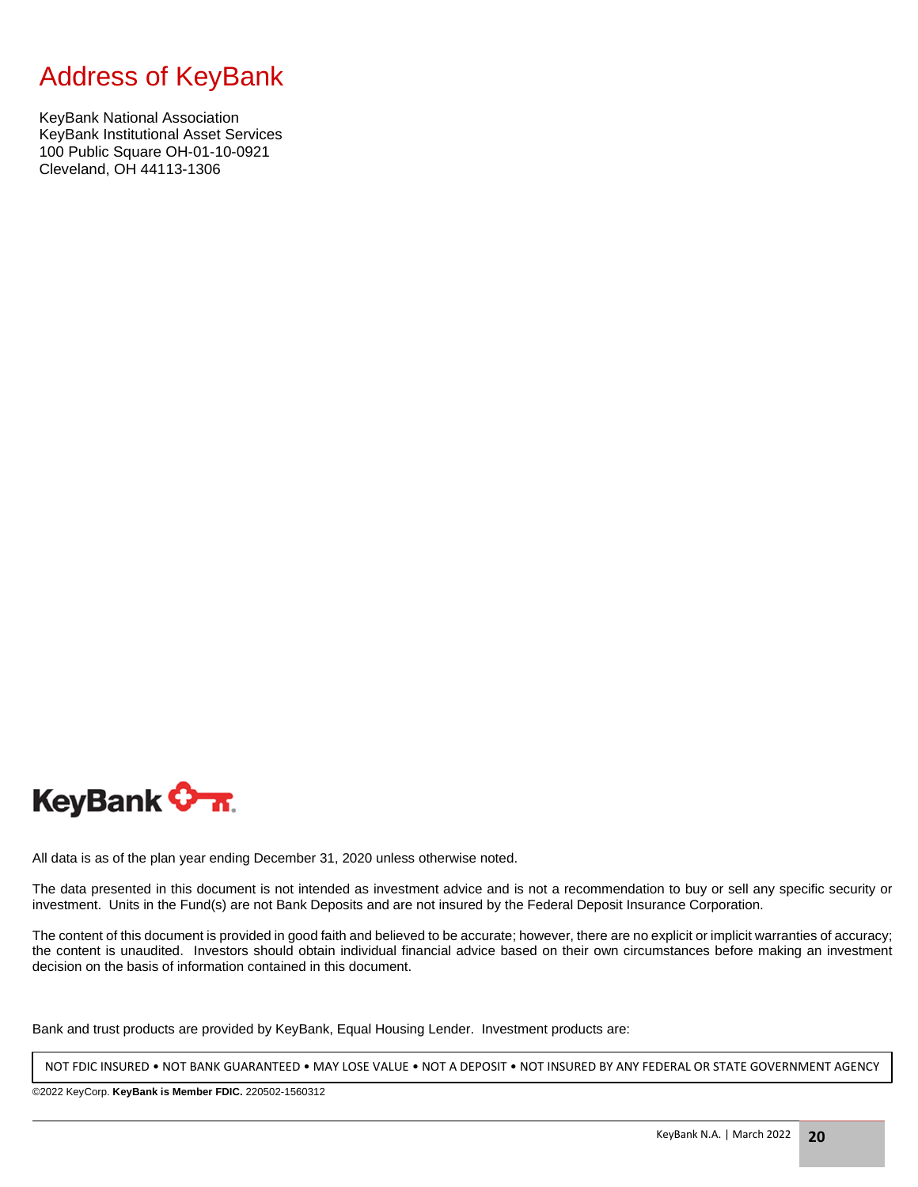# Address of KeyBank

KeyBank National Association
KeyBank Institutional Asset Services
100 Public Square OH-01-10-0921
Cleveland, OH 44113-1306

All data is as of the plan year ending December 31, 2020 unless otherwise noted.

The data presented in this document is not intended as investment advice and is not a recommendation to buy or sell any specific security or investment. Units in the Fund(s) are not Bank Deposits and are not insured by the Federal Deposit Insurance Corporation.

The content of this document is provided in good faith and believed to be accurate; however, there are no explicit or implicit warranties of accuracy; the content is unaudited. Investors should obtain individual financial advice based on their own circumstances before making an investment decision on the basis of information contained in this document.

Bank and trust products are provided by KeyBank, Equal Housing Lender. Investment products are:

NOT FDIC INSURED • NOT BANK GUARANTEED • MAY LOSE VALUE • NOT A DEPOSIT • NOT INSURED BY ANY FEDERAL OR STATE GOVERNMENT AGENCY

©2022 KeyCorp. **KeyBank is Member FDIC.** 220502-1560312